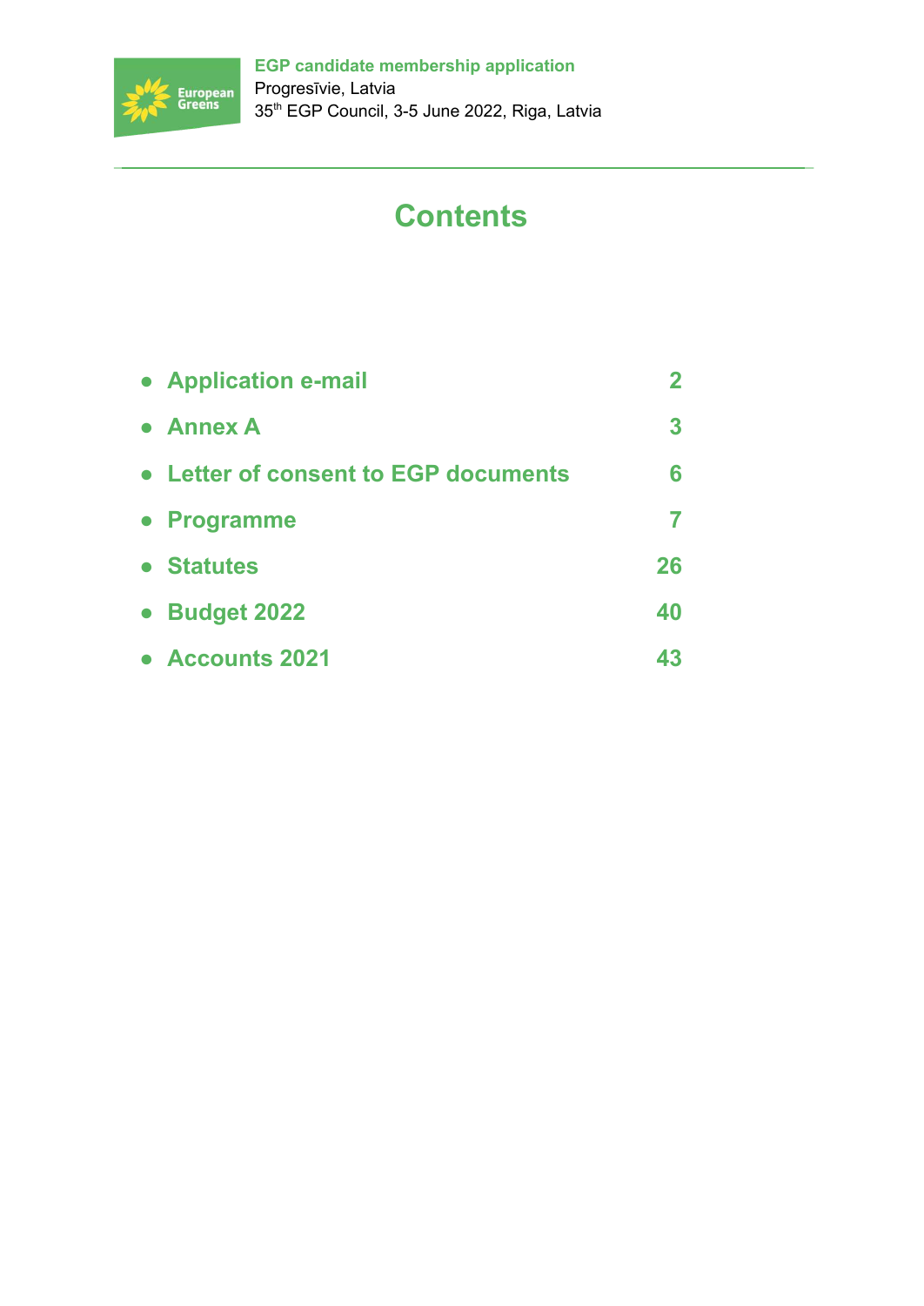**EGP candidate membership application**
Progresīvie, Latvia
35th EGP Council, 3-5 June 2022, Riga, Latvia

# Contents

| | |
|---|---|
| Application e-mail | 2 |
| Annex A | 3 |
| Letter of consent to EGP documents | 6 |
| Programme | 7 |
| Statutes | 26 |
| Budget 2022 | 40 |
| Accounts 2021 | 43 |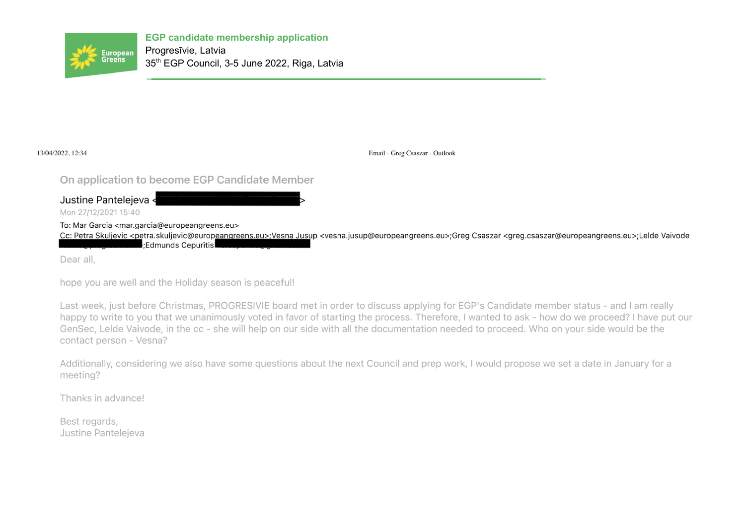**EGP candidate membership application**
Progresīvie, Latvia
35th EGP Council, 3-5 June 2022, Riga, Latvia

13/04/2022, 12:34 Email - Greg Csaszar - Outlook

## On application to become EGP Candidate Member

Justine Pantelejeva <>
Mon 27/12/2021 15:40

To: Mar Garcia <mar.garcia@europeangreens.eu>
Cc: Petra Skuljevic <petra.skuljevic@europeangreens.eu>;Vesna Jusup <vesna.jusup@europeangreens.eu>;Greg Csaszar <greg.csaszar@europeangreens.eu>;Lelde Vaivode ;Edmunds Cepurītis

Dear all,

hope you are well and the Holiday season is peaceful!

Last week, just before Christmas, PROGRESIVIE board met in order to discuss applying for EGP's Candidate member status - and I am really happy to write to you that we unanimously voted in favor of starting the process. Therefore, I wanted to ask - how do we proceed? I have put our GenSec, Lelde Vaivode, in the cc - she will help on our side with all the documentation needed to proceed. Who on your side would be the contact person - Vesna?

Additionally, considering we also have some questions about the next Council and prep work, I would propose we set a date in January for a meeting?

Thanks in advance!

Best regards,
Justine Pantelejeva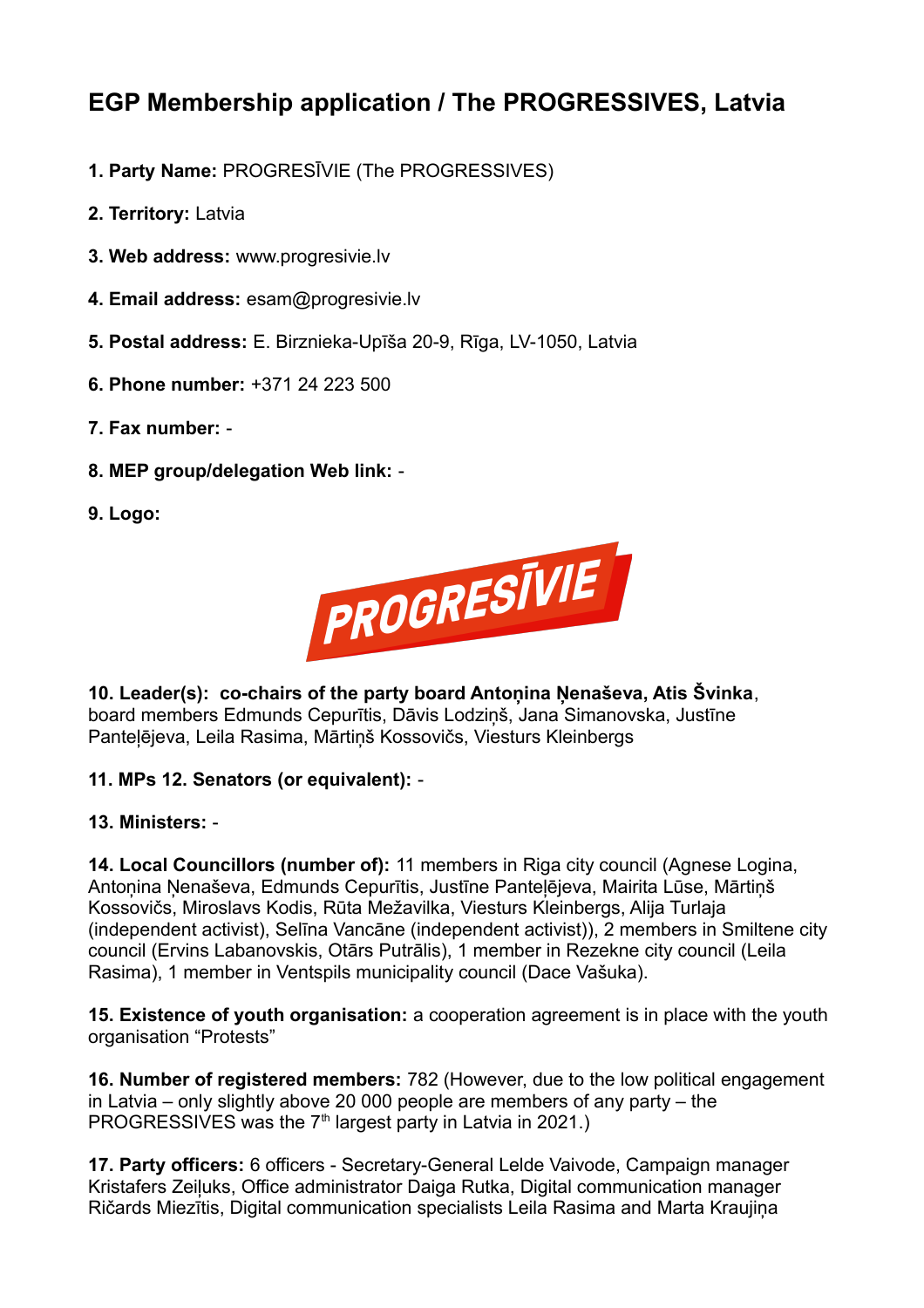# EGP Membership application / The PROGRESSIVES, Latvia

**1. Party Name:** PROGRESĪVIE (The PROGRESSIVES)

**2. Territory:** Latvia

**3. Web address:** www.progresivie.lv

**4. Email address:** esam@progresivie.lv

**5. Postal address:** E. Birznieka-Upīša 20-9, Rīga, LV-1050, Latvia

**6. Phone number:** +371 24 223 500

**7. Fax number:** -

**8. MEP group/delegation Web link:** -

**9. Logo:**

**10. Leader(s): co-chairs of the party board Antoņina Ņenaševa, Atis Švinka**, board members Edmunds Cepurītis, Dāvis Lodziņš, Jana Simanovska, Justīne Panteļējeva, Leila Rasima, Mārtiņš Kossovičs, Viesturs Kleinbergs

**11. MPs 12. Senators (or equivalent):** -

**13. Ministers:** -

**14. Local Councillors (number of):** 11 members in Riga city council (Agnese Logina, Antoņina Ņenaševa, Edmunds Cepurītis, Justīne Panteļējeva, Mairita Lūse, Mārtiņš Kossovičs, Miroslavs Kodis, Rūta Mežavilka, Viesturs Kleinbergs, Alija Turlaja (independent activist), Selīna Vancāne (independent activist)), 2 members in Smiltene city council (Ervins Labanovskis, Otārs Putrālis), 1 member in Rezekne city council (Leila Rasima), 1 member in Ventspils municipality council (Dace Vašuka).

**15. Existence of youth organisation:** a cooperation agreement is in place with the youth organisation "Protests"

**16. Number of registered members:** 782 (However, due to the low political engagement in Latvia – only slightly above 20 000 people are members of any party – the PROGRESSIVES was the 7th largest party in Latvia in 2021.)

**17. Party officers:** 6 officers - Secretary-General Lelde Vaivode, Campaign manager Kristafers Zeiļuks, Office administrator Daiga Rutka, Digital communication manager Ričards Miezītis, Digital communication specialists Leila Rasima and Marta Kraujiņa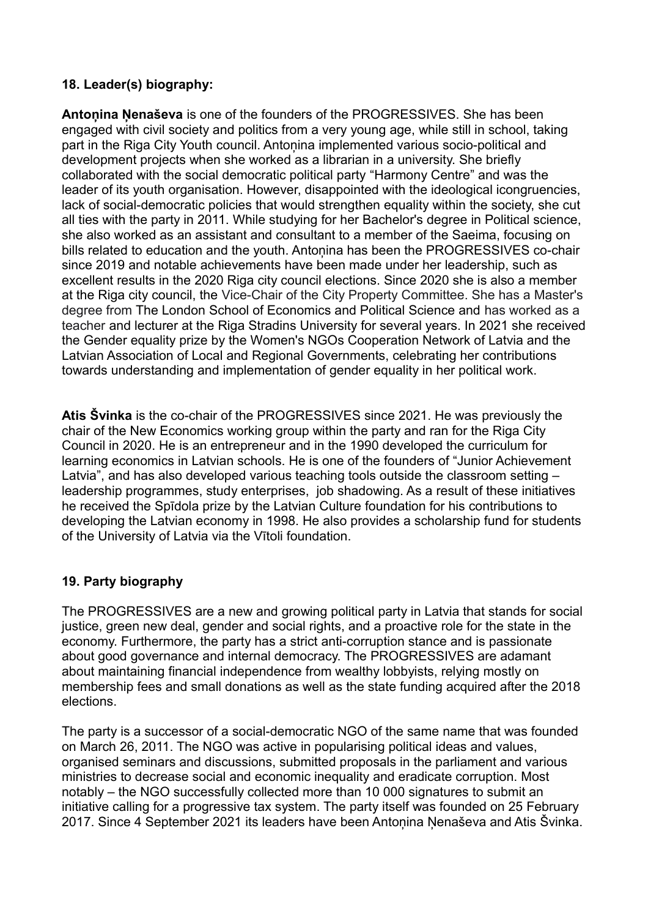**18. Leader(s) biography:**

**Antoņina Ņenaševa** is one of the founders of the PROGRESSIVES. She has been engaged with civil society and politics from a very young age, while still in school, taking part in the Riga City Youth council. Antoņina implemented various socio-political and development projects when she worked as a librarian in a university. She briefly collaborated with the social democratic political party "Harmony Centre" and was the leader of its youth organisation. However, disappointed with the ideological icongruencies, lack of social-democratic policies that would strengthen equality within the society, she cut all ties with the party in 2011. While studying for her Bachelor's degree in Political science, she also worked as an assistant and consultant to a member of the Saeima, focusing on bills related to education and the youth. Antoņina has been the PROGRESSIVES co-chair since 2019 and notable achievements have been made under her leadership, such as excellent results in the 2020 Riga city council elections. Since 2020 she is also a member at the Riga city council, the Vice-Chair of the City Property Committee. She has a Master's degree from The London School of Economics and Political Science and has worked as a teacher and lecturer at the Riga Stradins University for several years. In 2021 she received the Gender equality prize by the Women's NGOs Cooperation Network of Latvia and the Latvian Association of Local and Regional Governments, celebrating her contributions towards understanding and implementation of gender equality in her political work.

**Atis Švinka** is the co-chair of the PROGRESSIVES since 2021. He was previously the chair of the New Economics working group within the party and ran for the Riga City Council in 2020. He is an entrepreneur and in the 1990 developed the curriculum for learning economics in Latvian schools. He is one of the founders of "Junior Achievement Latvia", and has also developed various teaching tools outside the classroom setting – leadership programmes, study enterprises, job shadowing. As a result of these initiatives he received the Spīdola prize by the Latvian Culture foundation for his contributions to developing the Latvian economy in 1998. He also provides a scholarship fund for students of the University of Latvia via the Vītoli foundation.

**19. Party biography**

The PROGRESSIVES are a new and growing political party in Latvia that stands for social justice, green new deal, gender and social rights, and a proactive role for the state in the economy. Furthermore, the party has a strict anti-corruption stance and is passionate about good governance and internal democracy. The PROGRESSIVES are adamant about maintaining financial independence from wealthy lobbyists, relying mostly on membership fees and small donations as well as the state funding acquired after the 2018 elections.

The party is a successor of a social-democratic NGO of the same name that was founded on March 26, 2011. The NGO was active in popularising political ideas and values, organised seminars and discussions, submitted proposals in the parliament and various ministries to decrease social and economic inequality and eradicate corruption. Most notably – the NGO successfully collected more than 10 000 signatures to submit an initiative calling for a progressive tax system. The party itself was founded on 25 February 2017. Since 4 September 2021 its leaders have been Antoņina Ņenaševa and Atis Švinka.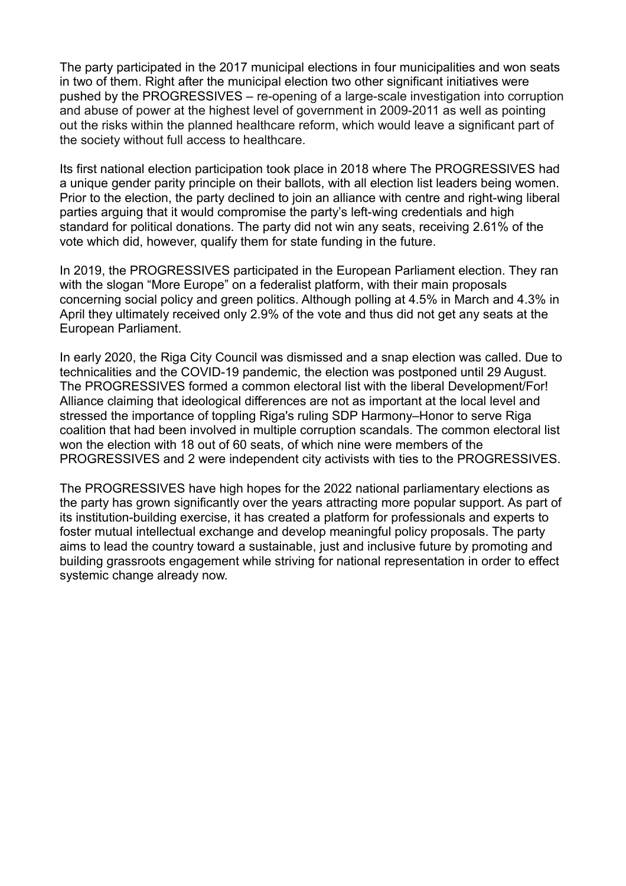The party participated in the 2017 municipal elections in four municipalities and won seats in two of them. Right after the municipal election two other significant initiatives were pushed by the PROGRESSIVES – re-opening of a large-scale investigation into corruption and abuse of power at the highest level of government in 2009-2011 as well as pointing out the risks within the planned healthcare reform, which would leave a significant part of the society without full access to healthcare.

Its first national election participation took place in 2018 where The PROGRESSIVES had a unique gender parity principle on their ballots, with all election list leaders being women. Prior to the election, the party declined to join an alliance with centre and right-wing liberal parties arguing that it would compromise the party's left-wing credentials and high standard for political donations. The party did not win any seats, receiving 2.61% of the vote which did, however, qualify them for state funding in the future.

In 2019, the PROGRESSIVES participated in the European Parliament election. They ran with the slogan "More Europe" on a federalist platform, with their main proposals concerning social policy and green politics. Although polling at 4.5% in March and 4.3% in April they ultimately received only 2.9% of the vote and thus did not get any seats at the European Parliament.

In early 2020, the Riga City Council was dismissed and a snap election was called. Due to technicalities and the COVID-19 pandemic, the election was postponed until 29 August. The PROGRESSIVES formed a common electoral list with the liberal Development/For! Alliance claiming that ideological differences are not as important at the local level and stressed the importance of toppling Riga's ruling SDP Harmony–Honor to serve Riga coalition that had been involved in multiple corruption scandals. The common electoral list won the election with 18 out of 60 seats, of which nine were members of the PROGRESSIVES and 2 were independent city activists with ties to the PROGRESSIVES.

The PROGRESSIVES have high hopes for the 2022 national parliamentary elections as the party has grown significantly over the years attracting more popular support. As part of its institution-building exercise, it has created a platform for professionals and experts to foster mutual intellectual exchange and develop meaningful policy proposals. The party aims to lead the country toward a sustainable, just and inclusive future by promoting and building grassroots engagement while striving for national representation in order to effect systemic change already now.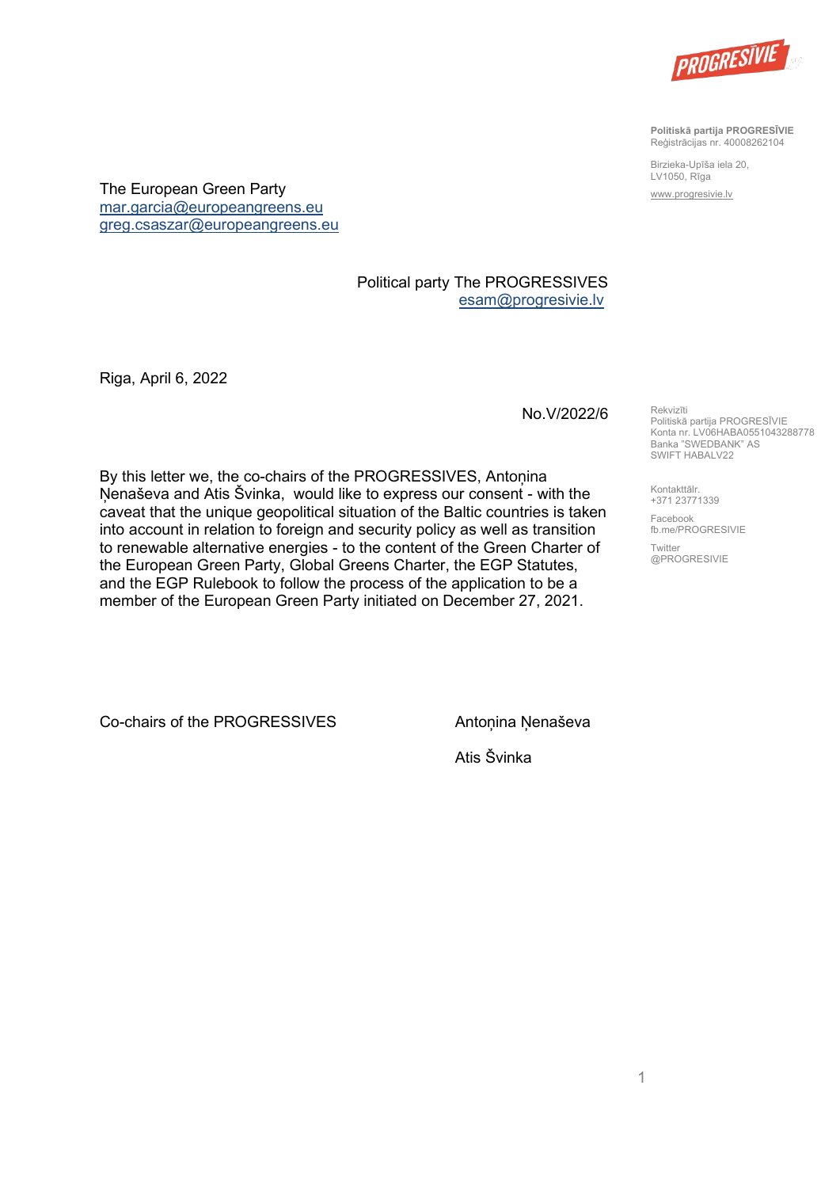PROGRESĪVIE

**Politiskā partija PROGRESĪVIE**
Reģistrācijas nr. 40008262104

Birzieka-Upīša iela 20,
LV1050, Rīga

www.progresivie.lv

The European Green Party
mar.garcia@europeangreens.eu
greg.csaszar@europeangreens.eu

Political party The PROGRESSIVES
esam@progresivie.lv

Riga, April 6, 2022

No.V/2022/6

Rekvizīti
Politiskā partija PROGRESĪVIE
Konta nr. LV06HABA0551043288778
Banka "SWEDBANK" AS
SWIFT HABALV22

Kontakttālr.
+371 23771339

Facebook
fb.me/PROGRESIVIE

Twitter
@PROGRESIVIE

By this letter we, the co-chairs of the PROGRESSIVES, Antoņina Ņenaševa and Atis Švinka, would like to express our consent - with the caveat that the unique geopolitical situation of the Baltic countries is taken into account in relation to foreign and security policy as well as transition to renewable alternative energies - to the content of the Green Charter of the European Green Party, Global Greens Charter, the EGP Statutes, and the EGP Rulebook to follow the process of the application to be a member of the European Green Party initiated on December 27, 2021.

Co-chairs of the PROGRESSIVES

Antoņina Ņenaševa

Atis Švinka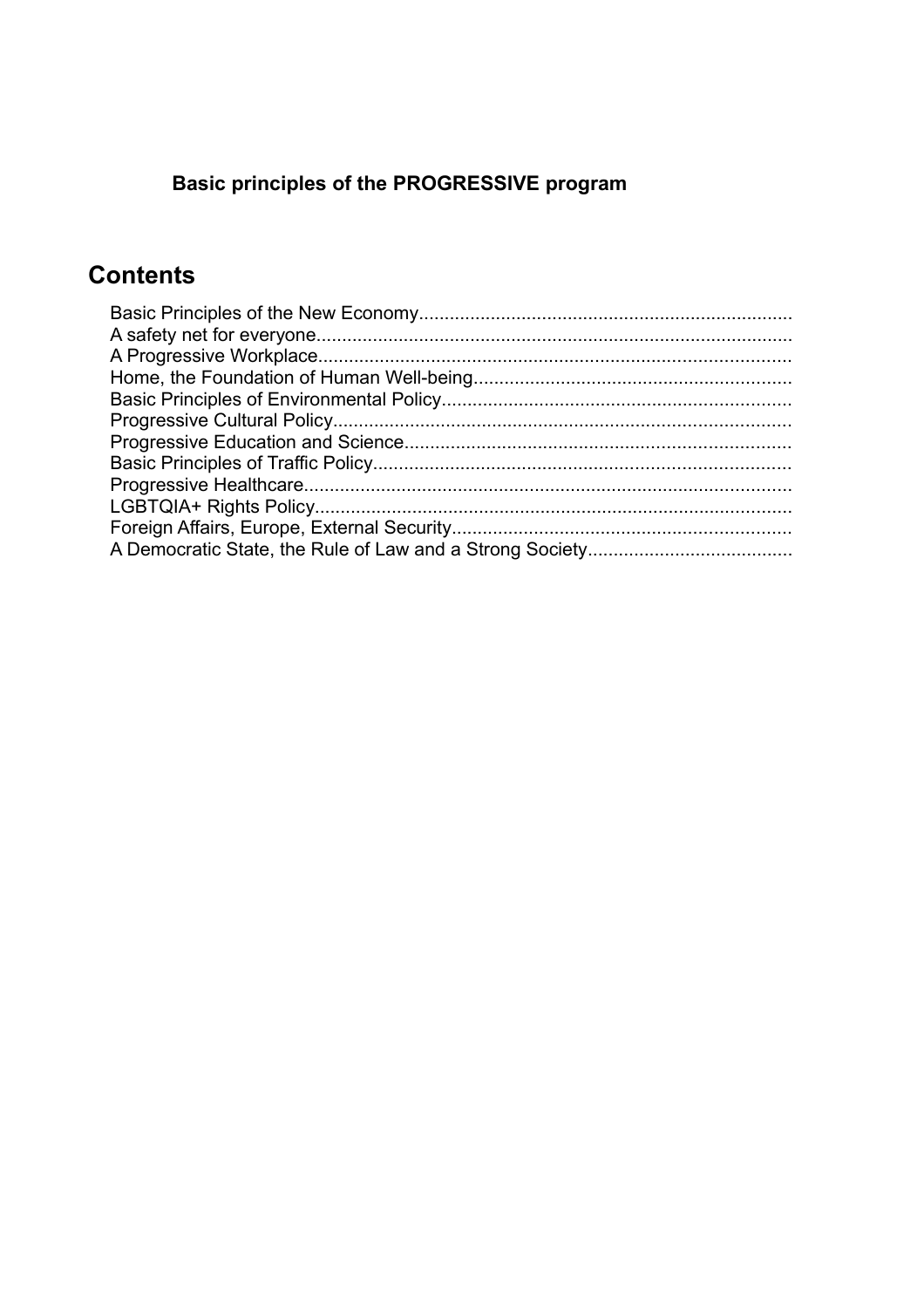**Basic principles of the PROGRESSIVE program**

## Contents

- Basic Principles of the New Economy
- A safety net for everyone
- A Progressive Workplace
- Home, the Foundation of Human Well-being
- Basic Principles of Environmental Policy
- Progressive Cultural Policy
- Progressive Education and Science
- Basic Principles of Traffic Policy
- Progressive Healthcare
- LGBTQIA+ Rights Policy
- Foreign Affairs, Europe, External Security
- A Democratic State, the Rule of Law and a Strong Society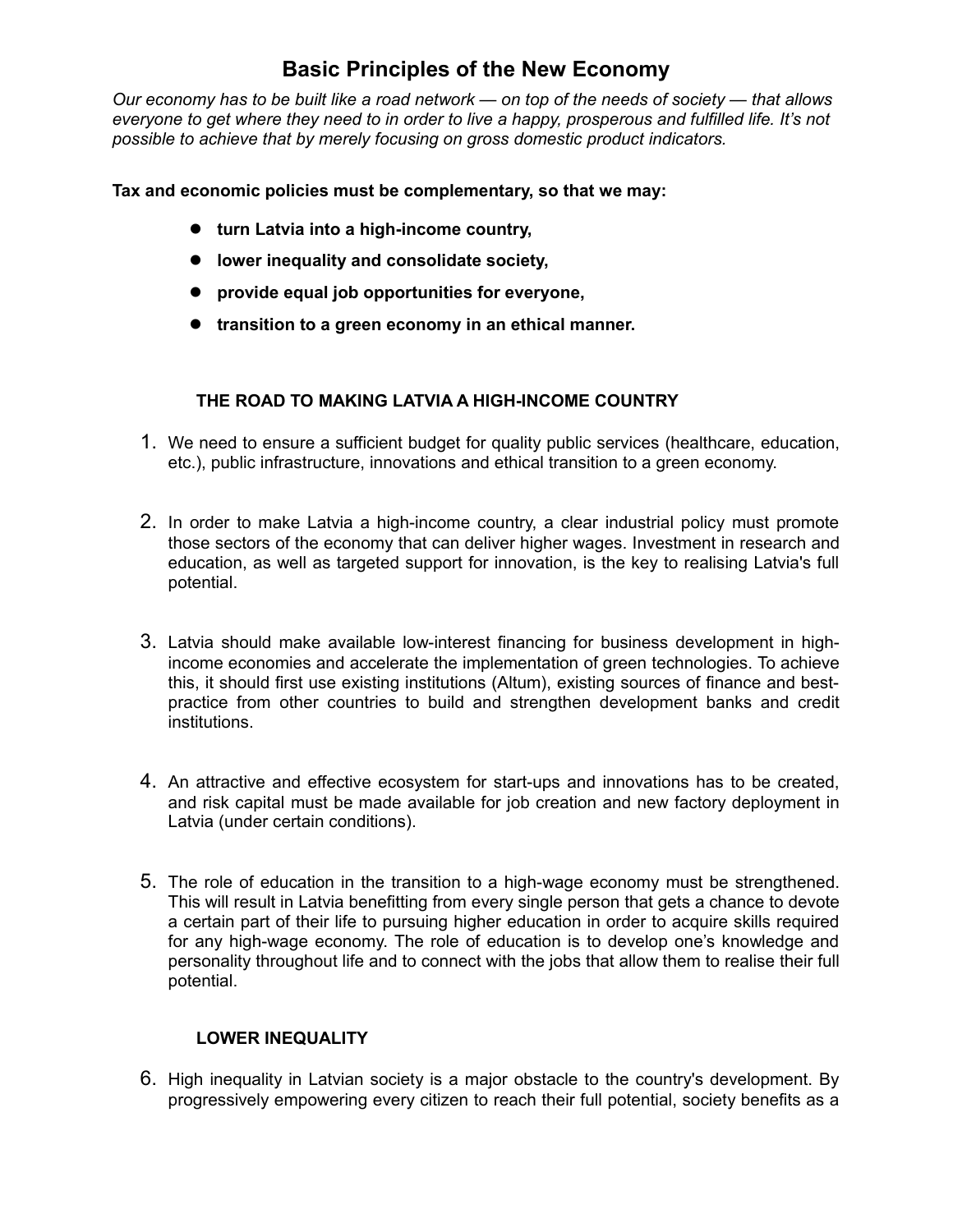# Basic Principles of the New Economy

*Our economy has to be built like a road network — on top of the needs of society — that allows everyone to get where they need to in order to live a happy, prosperous and fulfilled life. It's not possible to achieve that by merely focusing on gross domestic product indicators.*

**Tax and economic policies must be complementary, so that we may:**

- **turn Latvia into a high-income country,**
- **lower inequality and consolidate society,**
- **provide equal job opportunities for everyone,**
- **transition to a green economy in an ethical manner.**

## THE ROAD TO MAKING LATVIA A HIGH-INCOME COUNTRY

1. We need to ensure a sufficient budget for quality public services (healthcare, education, etc.), public infrastructure, innovations and ethical transition to a green economy.

2. In order to make Latvia a high-income country, a clear industrial policy must promote those sectors of the economy that can deliver higher wages. Investment in research and education, as well as targeted support for innovation, is the key to realising Latvia's full potential.

3. Latvia should make available low-interest financing for business development in high-income economies and accelerate the implementation of green technologies. To achieve this, it should first use existing institutions (Altum), existing sources of finance and best-practice from other countries to build and strengthen development banks and credit institutions.

4. An attractive and effective ecosystem for start-ups and innovations has to be created, and risk capital must be made available for job creation and new factory deployment in Latvia (under certain conditions).

5. The role of education in the transition to a high-wage economy must be strengthened. This will result in Latvia benefitting from every single person that gets a chance to devote a certain part of their life to pursuing higher education in order to acquire skills required for any high-wage economy. The role of education is to develop one's knowledge and personality throughout life and to connect with the jobs that allow them to realise their full potential.

## LOWER INEQUALITY

6. High inequality in Latvian society is a major obstacle to the country's development. By progressively empowering every citizen to reach their full potential, society benefits as a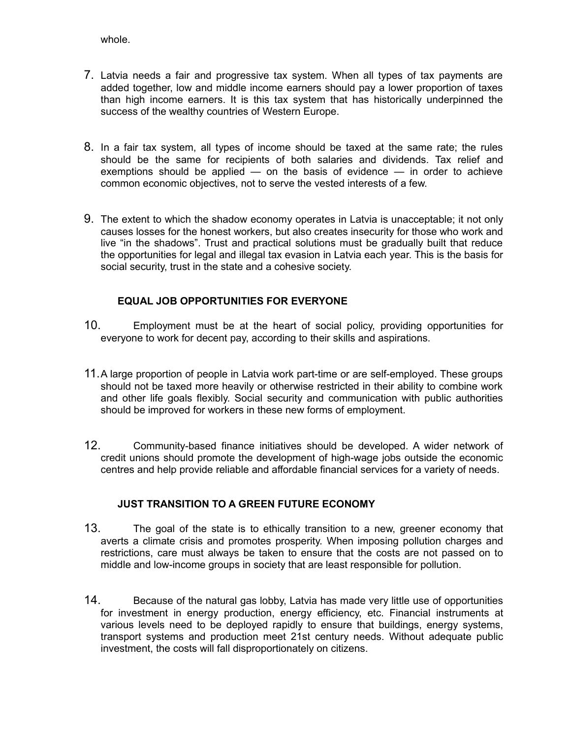whole.

7. Latvia needs a fair and progressive tax system. When all types of tax payments are added together, low and middle income earners should pay a lower proportion of taxes than high income earners. It is this tax system that has historically underpinned the success of the wealthy countries of Western Europe.

8. In a fair tax system, all types of income should be taxed at the same rate; the rules should be the same for recipients of both salaries and dividends. Tax relief and exemptions should be applied — on the basis of evidence — in order to achieve common economic objectives, not to serve the vested interests of a few.

9. The extent to which the shadow economy operates in Latvia is unacceptable; it not only causes losses for the honest workers, but also creates insecurity for those who work and live "in the shadows". Trust and practical solutions must be gradually built that reduce the opportunities for legal and illegal tax evasion in Latvia each year. This is the basis for social security, trust in the state and a cohesive society.

### EQUAL JOB OPPORTUNITIES FOR EVERYONE

10. Employment must be at the heart of social policy, providing opportunities for everyone to work for decent pay, according to their skills and aspirations.

11. A large proportion of people in Latvia work part-time or are self-employed. These groups should not be taxed more heavily or otherwise restricted in their ability to combine work and other life goals flexibly. Social security and communication with public authorities should be improved for workers in these new forms of employment.

12. Community-based finance initiatives should be developed. A wider network of credit unions should promote the development of high-wage jobs outside the economic centres and help provide reliable and affordable financial services for a variety of needs.

### JUST TRANSITION TO A GREEN FUTURE ECONOMY

13. The goal of the state is to ethically transition to a new, greener economy that averts a climate crisis and promotes prosperity. When imposing pollution charges and restrictions, care must always be taken to ensure that the costs are not passed on to middle and low-income groups in society that are least responsible for pollution.

14. Because of the natural gas lobby, Latvia has made very little use of opportunities for investment in energy production, energy efficiency, etc. Financial instruments at various levels need to be deployed rapidly to ensure that buildings, energy systems, transport systems and production meet 21st century needs. Without adequate public investment, the costs will fall disproportionately on citizens.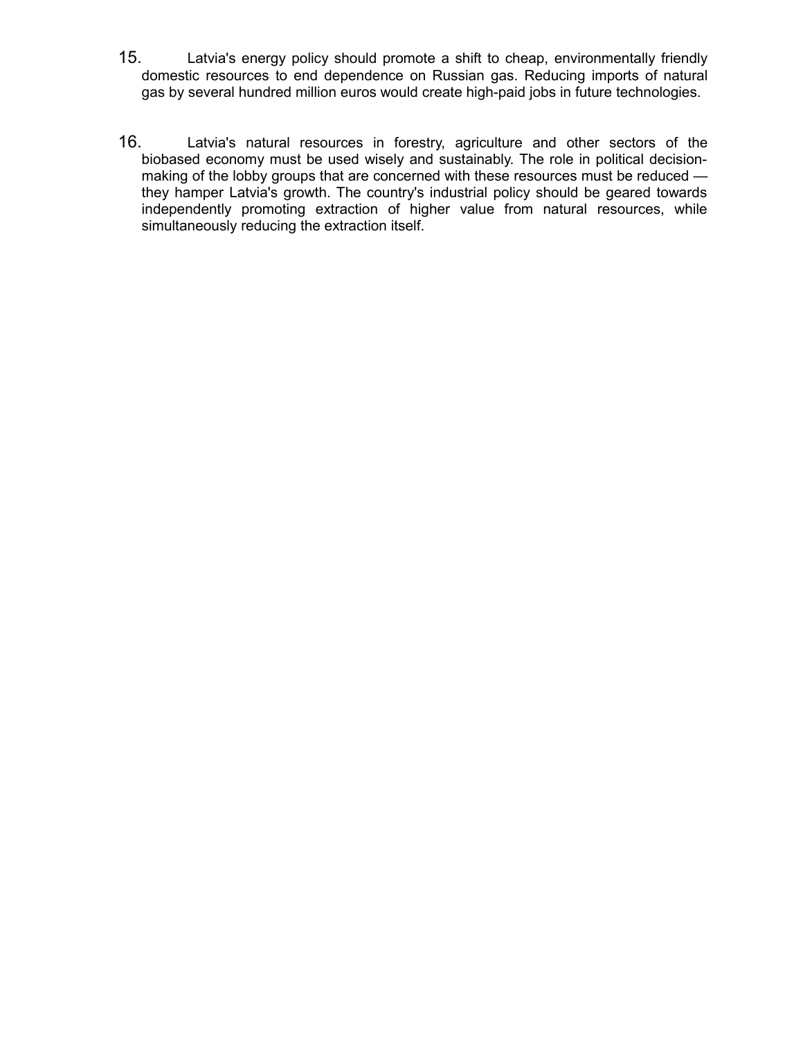15. Latvia's energy policy should promote a shift to cheap, environmentally friendly domestic resources to end dependence on Russian gas. Reducing imports of natural gas by several hundred million euros would create high-paid jobs in future technologies.

16. Latvia's natural resources in forestry, agriculture and other sectors of the biobased economy must be used wisely and sustainably. The role in political decision-making of the lobby groups that are concerned with these resources must be reduced — they hamper Latvia's growth. The country's industrial policy should be geared towards independently promoting extraction of higher value from natural resources, while simultaneously reducing the extraction itself.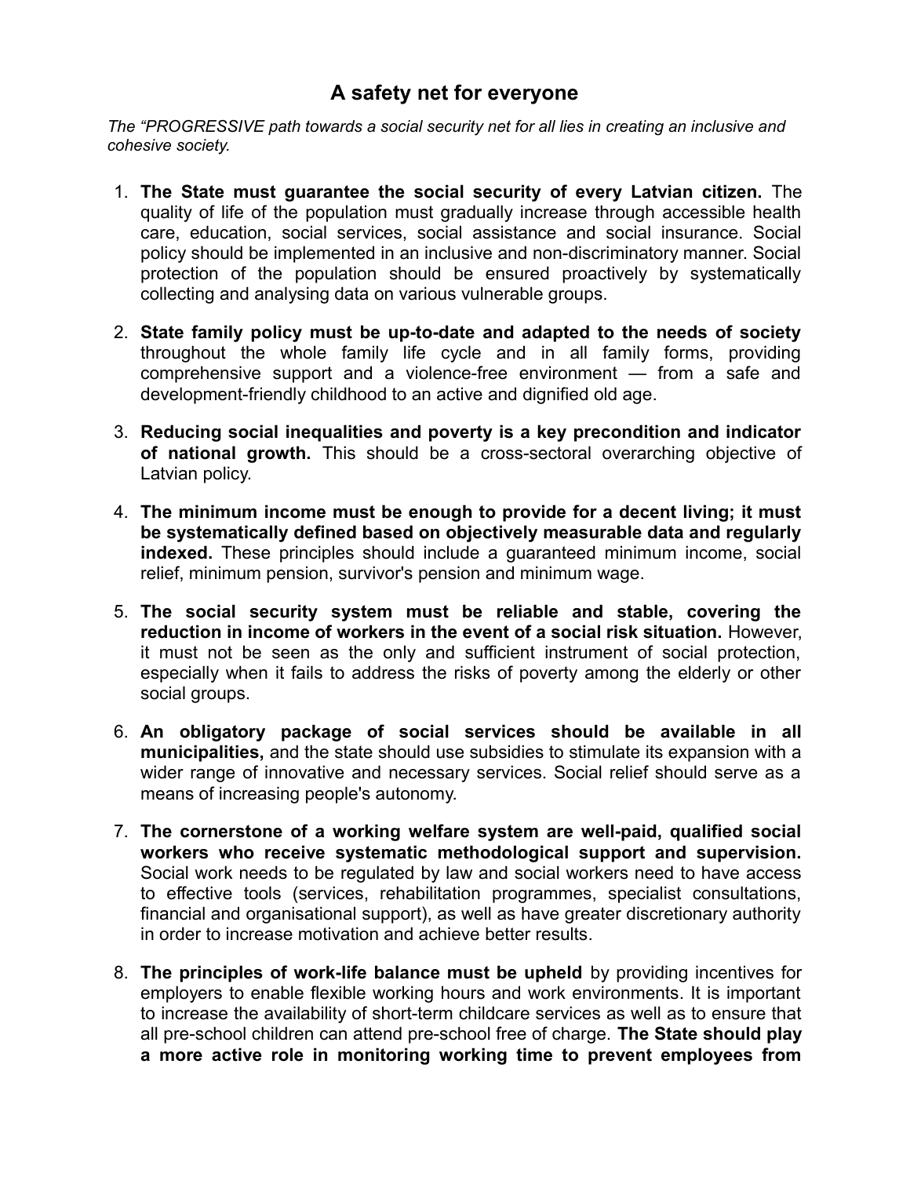# A safety net for everyone

*The "PROGRESSIVE path towards a social security net for all lies in creating an inclusive and cohesive society.*

1. **The State must guarantee the social security of every Latvian citizen.** The quality of life of the population must gradually increase through accessible health care, education, social services, social assistance and social insurance. Social policy should be implemented in an inclusive and non-discriminatory manner. Social protection of the population should be ensured proactively by systematically collecting and analysing data on various vulnerable groups.

2. **State family policy must be up-to-date and adapted to the needs of society** throughout the whole family life cycle and in all family forms, providing comprehensive support and a violence-free environment — from a safe and development-friendly childhood to an active and dignified old age.

3. **Reducing social inequalities and poverty is a key precondition and indicator of national growth.** This should be a cross-sectoral overarching objective of Latvian policy.

4. **The minimum income must be enough to provide for a decent living; it must be systematically defined based on objectively measurable data and regularly indexed.** These principles should include a guaranteed minimum income, social relief, minimum pension, survivor's pension and minimum wage.

5. **The social security system must be reliable and stable, covering the reduction in income of workers in the event of a social risk situation.** However, it must not be seen as the only and sufficient instrument of social protection, especially when it fails to address the risks of poverty among the elderly or other social groups.

6. **An obligatory package of social services should be available in all municipalities,** and the state should use subsidies to stimulate its expansion with a wider range of innovative and necessary services. Social relief should serve as a means of increasing people's autonomy.

7. **The cornerstone of a working welfare system are well-paid, qualified social workers who receive systematic methodological support and supervision.** Social work needs to be regulated by law and social workers need to have access to effective tools (services, rehabilitation programmes, specialist consultations, financial and organisational support), as well as have greater discretionary authority in order to increase motivation and achieve better results.

8. **The principles of work-life balance must be upheld** by providing incentives for employers to enable flexible working hours and work environments. It is important to increase the availability of short-term childcare services as well as to ensure that all pre-school children can attend pre-school free of charge. **The State should play a more active role in monitoring working time to prevent employees from**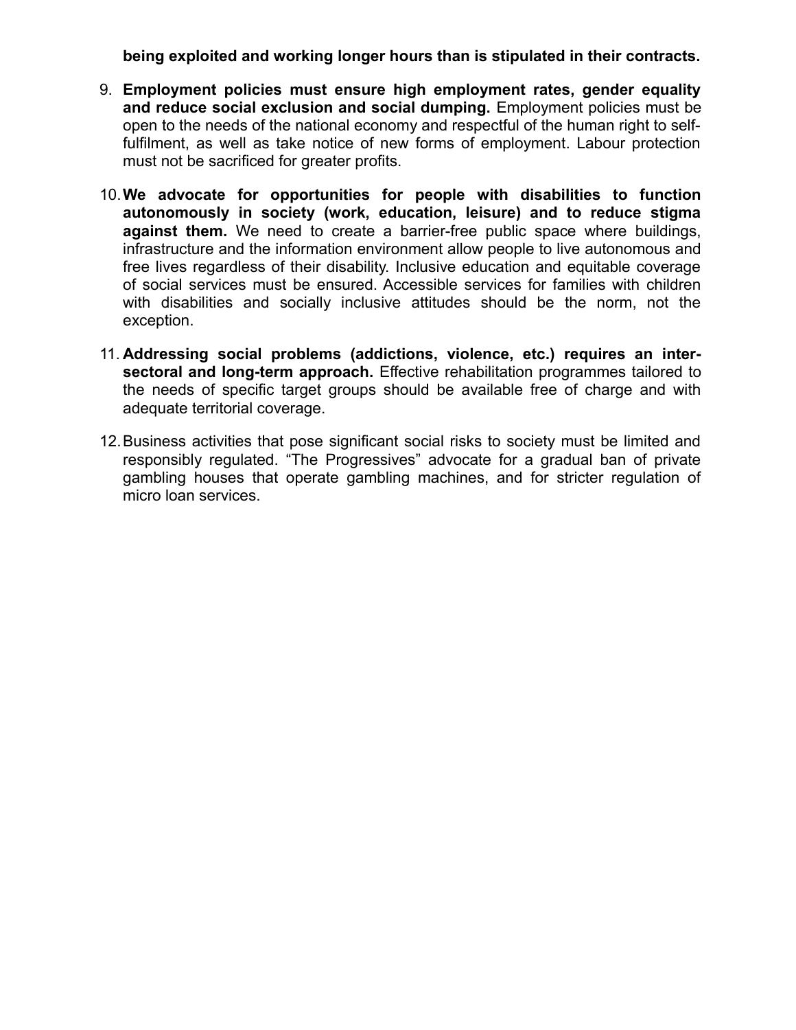**being exploited and working longer hours than is stipulated in their contracts.**

9. **Employment policies must ensure high employment rates, gender equality and reduce social exclusion and social dumping.** Employment policies must be open to the needs of the national economy and respectful of the human right to self-fulfilment, as well as take notice of new forms of employment. Labour protection must not be sacrificed for greater profits.

10. **We advocate for opportunities for people with disabilities to function autonomously in society (work, education, leisure) and to reduce stigma against them.** We need to create a barrier-free public space where buildings, infrastructure and the information environment allow people to live autonomous and free lives regardless of their disability. Inclusive education and equitable coverage of social services must be ensured. Accessible services for families with children with disabilities and socially inclusive attitudes should be the norm, not the exception.

11. **Addressing social problems (addictions, violence, etc.) requires an inter-sectoral and long-term approach.** Effective rehabilitation programmes tailored to the needs of specific target groups should be available free of charge and with adequate territorial coverage.

12. Business activities that pose significant social risks to society must be limited and responsibly regulated. "The Progressives" advocate for a gradual ban of private gambling houses that operate gambling machines, and for stricter regulation of micro loan services.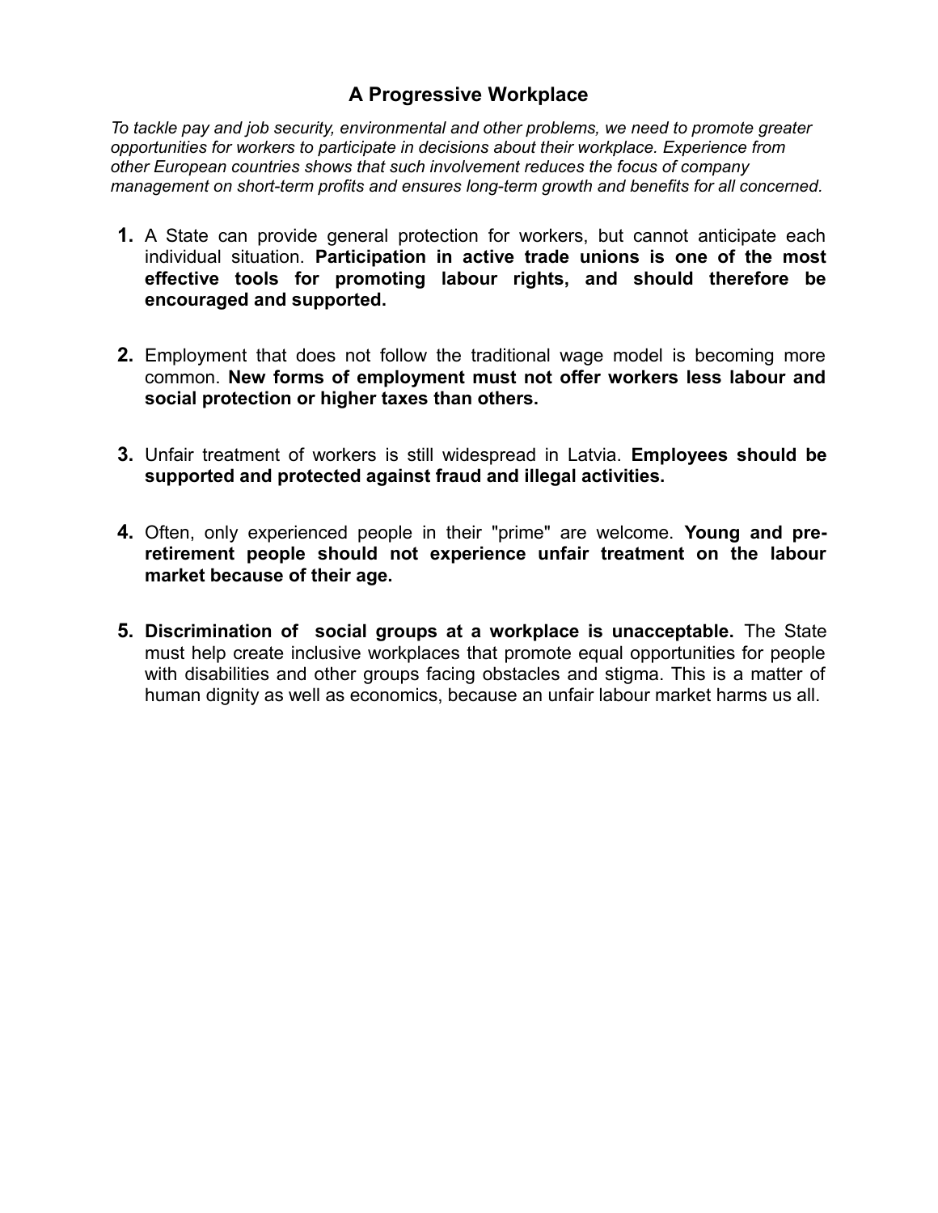## A Progressive Workplace

*To tackle pay and job security, environmental and other problems, we need to promote greater opportunities for workers to participate in decisions about their workplace. Experience from other European countries shows that such involvement reduces the focus of company management on short-term profits and ensures long-term growth and benefits for all concerned.*

1. A State can provide general protection for workers, but cannot anticipate each individual situation. **Participation in active trade unions is one of the most effective tools for promoting labour rights, and should therefore be encouraged and supported.**

2. Employment that does not follow the traditional wage model is becoming more common. **New forms of employment must not offer workers less labour and social protection or higher taxes than others.**

3. Unfair treatment of workers is still widespread in Latvia. **Employees should be supported and protected against fraud and illegal activities.**

4. Often, only experienced people in their "prime" are welcome. **Young and pre-retirement people should not experience unfair treatment on the labour market because of their age.**

5. **Discrimination of social groups at a workplace is unacceptable.** The State must help create inclusive workplaces that promote equal opportunities for people with disabilities and other groups facing obstacles and stigma. This is a matter of human dignity as well as economics, because an unfair labour market harms us all.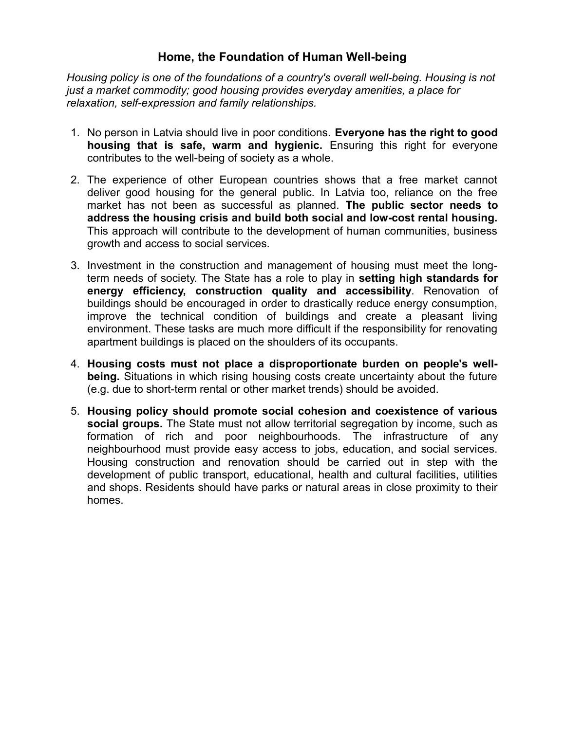## Home, the Foundation of Human Well-being

*Housing policy is one of the foundations of a country's overall well-being. Housing is not just a market commodity; good housing provides everyday amenities, a place for relaxation, self-expression and family relationships.*

1. No person in Latvia should live in poor conditions. **Everyone has the right to good housing that is safe, warm and hygienic.** Ensuring this right for everyone contributes to the well-being of society as a whole.
2. The experience of other European countries shows that a free market cannot deliver good housing for the general public. In Latvia too, reliance on the free market has not been as successful as planned. **The public sector needs to address the housing crisis and build both social and low-cost rental housing.** This approach will contribute to the development of human communities, business growth and access to social services.
3. Investment in the construction and management of housing must meet the long-term needs of society. The State has a role to play in **setting high standards for energy efficiency, construction quality and accessibility**. Renovation of buildings should be encouraged in order to drastically reduce energy consumption, improve the technical condition of buildings and create a pleasant living environment. These tasks are much more difficult if the responsibility for renovating apartment buildings is placed on the shoulders of its occupants.
4. **Housing costs must not place a disproportionate burden on people's well-being.** Situations in which rising housing costs create uncertainty about the future (e.g. due to short-term rental or other market trends) should be avoided.
5. **Housing policy should promote social cohesion and coexistence of various social groups.** The State must not allow territorial segregation by income, such as formation of rich and poor neighbourhoods. The infrastructure of any neighbourhood must provide easy access to jobs, education, and social services. Housing construction and renovation should be carried out in step with the development of public transport, educational, health and cultural facilities, utilities and shops. Residents should have parks or natural areas in close proximity to their homes.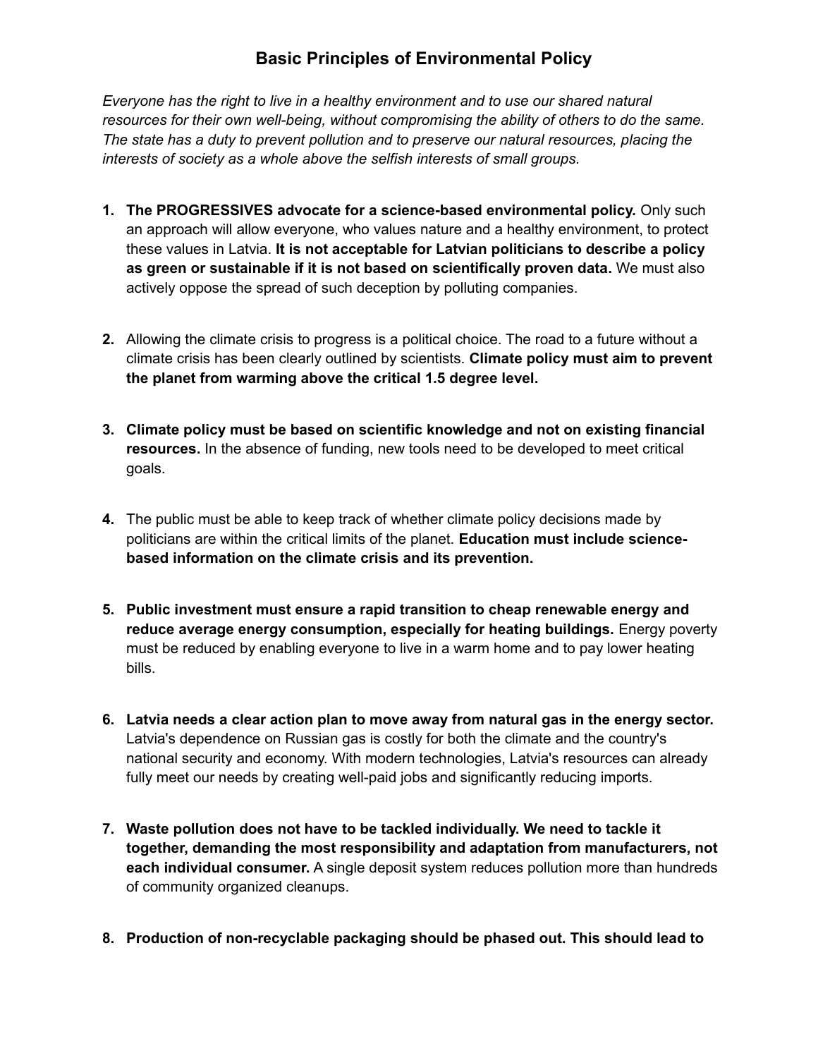# Basic Principles of Environmental Policy

*Everyone has the right to live in a healthy environment and to use our shared natural resources for their own well-being, without compromising the ability of others to do the same. The state has a duty to prevent pollution and to preserve our natural resources, placing the interests of society as a whole above the selfish interests of small groups.*

1. **The PROGRESSIVES advocate for a science-based environmental policy.** Only such an approach will allow everyone, who values nature and a healthy environment, to protect these values in Latvia. **It is not acceptable for Latvian politicians to describe a policy as green or sustainable if it is not based on scientifically proven data.** We must also actively oppose the spread of such deception by polluting companies.

2. Allowing the climate crisis to progress is a political choice. The road to a future without a climate crisis has been clearly outlined by scientists. **Climate policy must aim to prevent the planet from warming above the critical 1.5 degree level.**

3. **Climate policy must be based on scientific knowledge and not on existing financial resources.** In the absence of funding, new tools need to be developed to meet critical goals.

4. The public must be able to keep track of whether climate policy decisions made by politicians are within the critical limits of the planet. **Education must include science-based information on the climate crisis and its prevention.**

5. **Public investment must ensure a rapid transition to cheap renewable energy and reduce average energy consumption, especially for heating buildings.** Energy poverty must be reduced by enabling everyone to live in a warm home and to pay lower heating bills.

6. **Latvia needs a clear action plan to move away from natural gas in the energy sector.** Latvia's dependence on Russian gas is costly for both the climate and the country's national security and economy. With modern technologies, Latvia's resources can already fully meet our needs by creating well-paid jobs and significantly reducing imports.

7. **Waste pollution does not have to be tackled individually. We need to tackle it together, demanding the most responsibility and adaptation from manufacturers, not each individual consumer.** A single deposit system reduces pollution more than hundreds of community organized cleanups.

8. **Production of non-recyclable packaging should be phased out. This should lead to**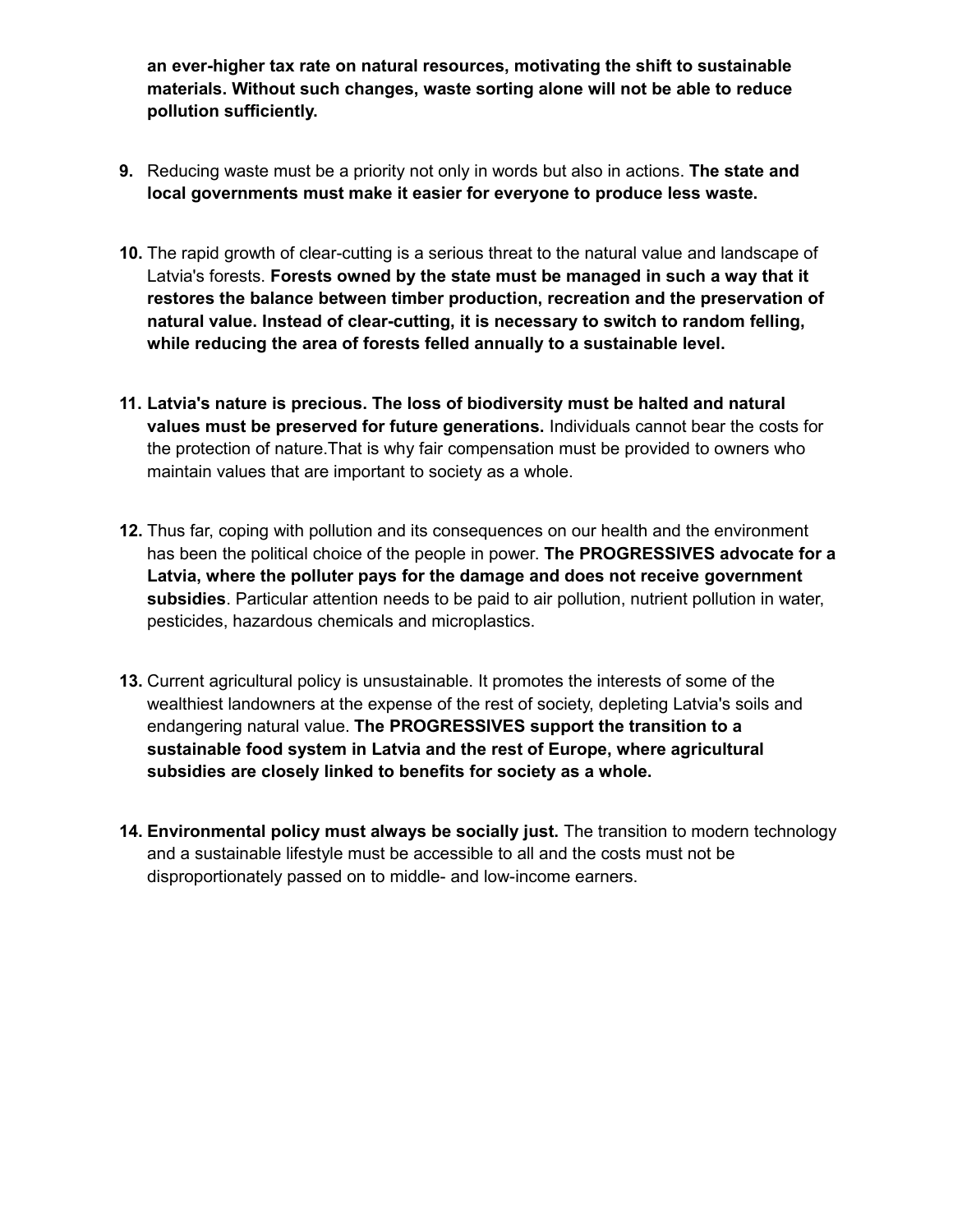**an ever-higher tax rate on natural resources, motivating the shift to sustainable materials. Without such changes, waste sorting alone will not be able to reduce pollution sufficiently.**

9. Reducing waste must be a priority not only in words but also in actions. **The state and local governments must make it easier for everyone to produce less waste.**

10. The rapid growth of clear-cutting is a serious threat to the natural value and landscape of Latvia's forests. **Forests owned by the state must be managed in such a way that it restores the balance between timber production, recreation and the preservation of natural value. Instead of clear-cutting, it is necessary to switch to random felling, while reducing the area of forests felled annually to a sustainable level.**

11. **Latvia's nature is precious. The loss of biodiversity must be halted and natural values must be preserved for future generations.** Individuals cannot bear the costs for the protection of nature.That is why fair compensation must be provided to owners who maintain values that are important to society as a whole.

12. Thus far, coping with pollution and its consequences on our health and the environment has been the political choice of the people in power. **The PROGRESSIVES advocate for a Latvia, where the polluter pays for the damage and does not receive government subsidies**. Particular attention needs to be paid to air pollution, nutrient pollution in water, pesticides, hazardous chemicals and microplastics.

13. Current agricultural policy is unsustainable. It promotes the interests of some of the wealthiest landowners at the expense of the rest of society, depleting Latvia's soils and endangering natural value. **The PROGRESSIVES support the transition to a sustainable food system in Latvia and the rest of Europe, where agricultural subsidies are closely linked to benefits for society as a whole.**

14. **Environmental policy must always be socially just.** The transition to modern technology and a sustainable lifestyle must be accessible to all and the costs must not be disproportionately passed on to middle- and low-income earners.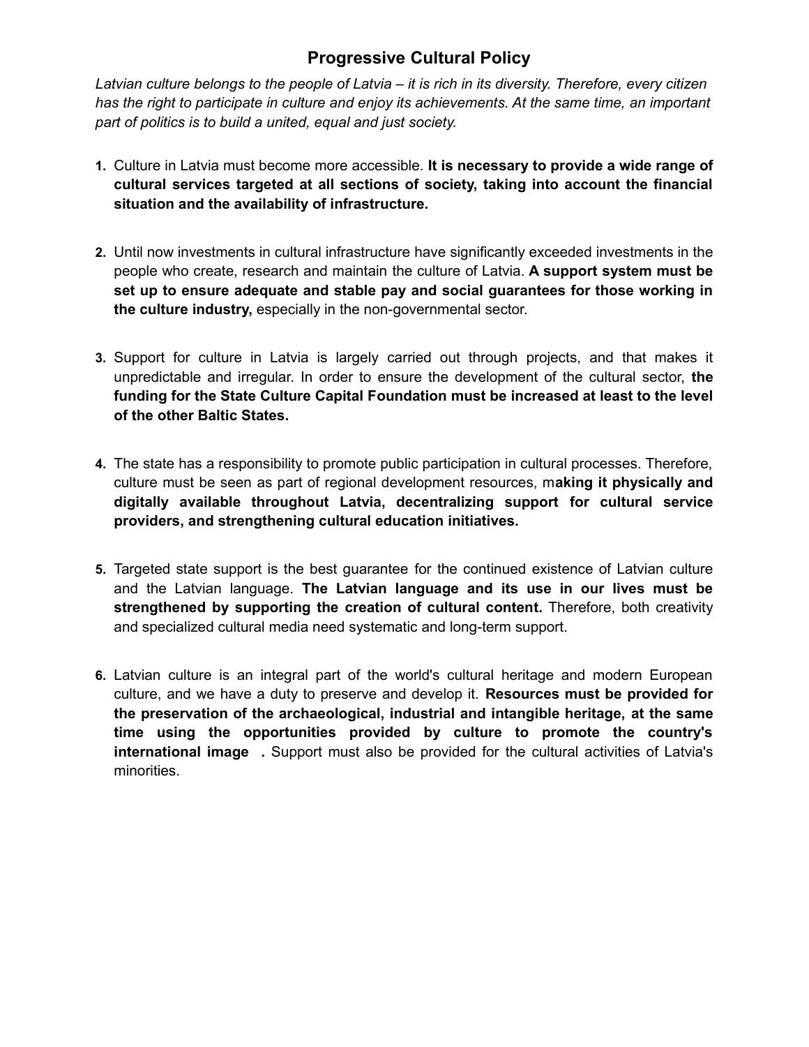## Progressive Cultural Policy

*Latvian culture belongs to the people of Latvia – it is rich in its diversity. Therefore, every citizen has the right to participate in culture and enjoy its achievements. At the same time, an important part of politics is to build a united, equal and just society.*

1. Culture in Latvia must become more accessible. **It is necessary to provide a wide range of cultural services targeted at all sections of society, taking into account the financial situation and the availability of infrastructure.**

2. Until now investments in cultural infrastructure have significantly exceeded investments in the people who create, research and maintain the culture of Latvia. **A support system must be set up to ensure adequate and stable pay and social guarantees for those working in the culture industry,** especially in the non-governmental sector.

3. Support for culture in Latvia is largely carried out through projects, and that makes it unpredictable and irregular. In order to ensure the development of the cultural sector, **the funding for the State Culture Capital Foundation must be increased at least to the level of the other Baltic States.**

4. The state has a responsibility to promote public participation in cultural processes. Therefore, culture must be seen as part of regional development resources, m**aking it physically and digitally available throughout Latvia, decentralizing support for cultural service providers, and strengthening cultural education initiatives.**

5. Targeted state support is the best guarantee for the continued existence of Latvian culture and the Latvian language. **The Latvian language and its use in our lives must be strengthened by supporting the creation of cultural content.** Therefore, both creativity and specialized cultural media need systematic and long-term support.

6. Latvian culture is an integral part of the world's cultural heritage and modern European culture, and we have a duty to preserve and develop it. **Resources must be provided for the preservation of the archaeological, industrial and intangible heritage, at the same time using the opportunities provided by culture to promote the country's international image .** Support must also be provided for the cultural activities of Latvia's minorities.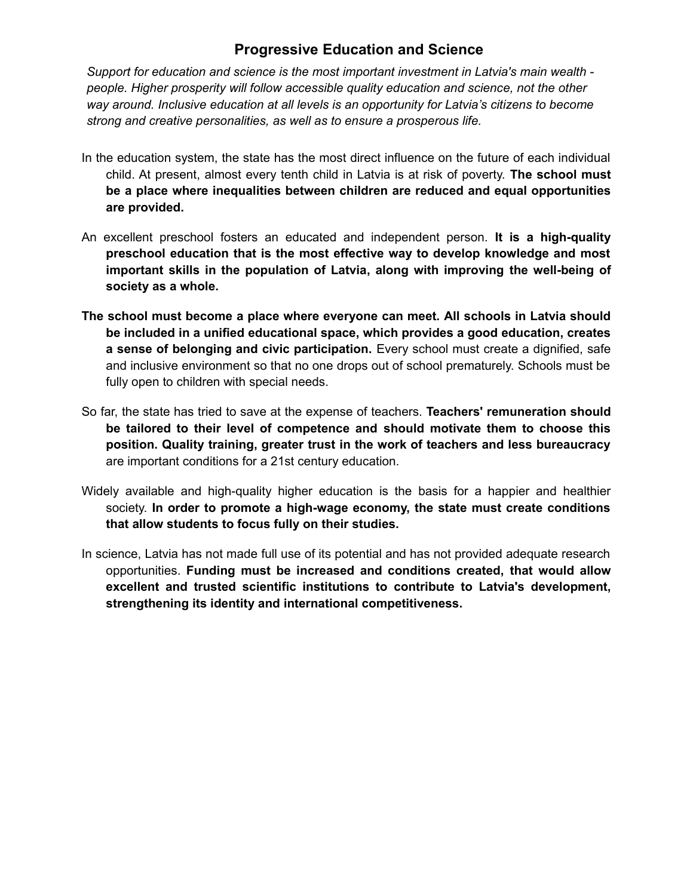## Progressive Education and Science

*Support for education and science is the most important investment in Latvia's main wealth - people. Higher prosperity will follow accessible quality education and science, not the other way around. Inclusive education at all levels is an opportunity for Latvia's citizens to become strong and creative personalities, as well as to ensure a prosperous life.*

In the education system, the state has the most direct influence on the future of each individual child. At present, almost every tenth child in Latvia is at risk of poverty. **The school must be a place where inequalities between children are reduced and equal opportunities are provided.**

An excellent preschool fosters an educated and independent person. **It is a high-quality preschool education that is the most effective way to develop knowledge and most important skills in the population of Latvia, along with improving the well-being of society as a whole.**

**The school must become a place where everyone can meet. All schools in Latvia should be included in a unified educational space, which provides a good education, creates a sense of belonging and civic participation.** Every school must create a dignified, safe and inclusive environment so that no one drops out of school prematurely. Schools must be fully open to children with special needs.

So far, the state has tried to save at the expense of teachers. **Teachers' remuneration should be tailored to their level of competence and should motivate them to choose this position. Quality training, greater trust in the work of teachers and less bureaucracy** are important conditions for a 21st century education.

Widely available and high-quality higher education is the basis for a happier and healthier society. **In order to promote a high-wage economy, the state must create conditions that allow students to focus fully on their studies.**

In science, Latvia has not made full use of its potential and has not provided adequate research opportunities. **Funding must be increased and conditions created, that would allow excellent and trusted scientific institutions to contribute to Latvia's development, strengthening its identity and international competitiveness.**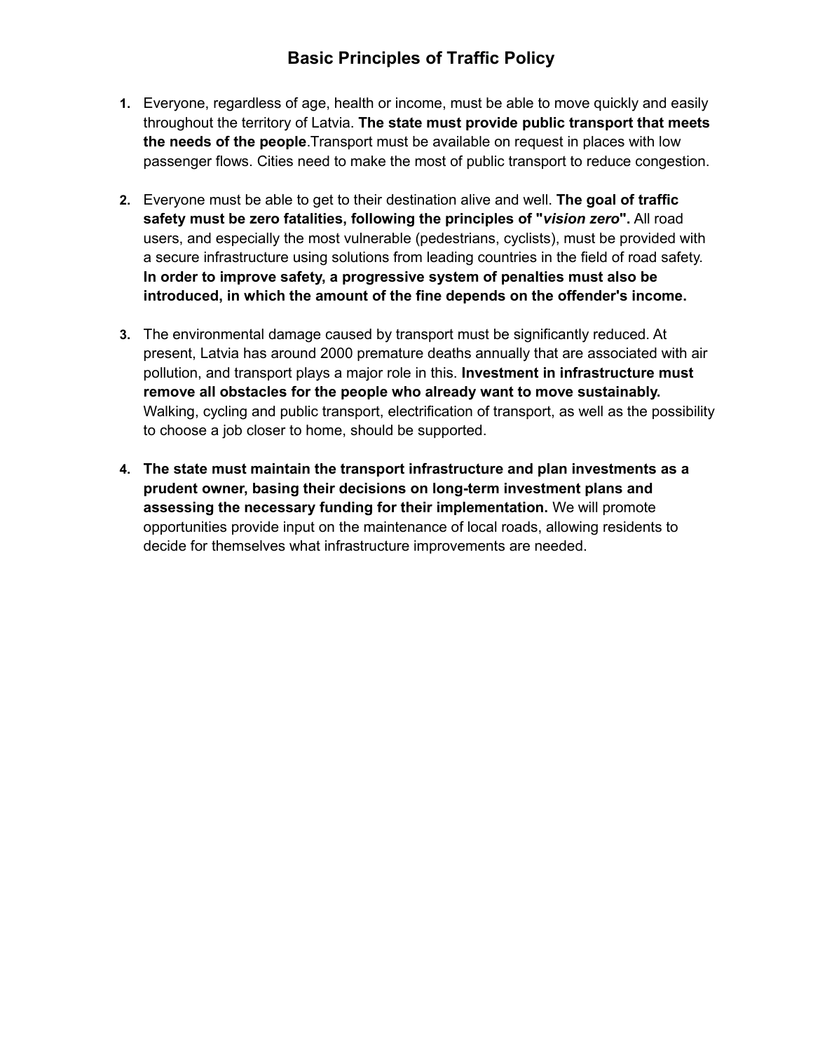# Basic Principles of Traffic Policy

1. Everyone, regardless of age, health or income, must be able to move quickly and easily throughout the territory of Latvia. **The state must provide public transport that meets the needs of the people**.Transport must be available on request in places with low passenger flows. Cities need to make the most of public transport to reduce congestion.

2. Everyone must be able to get to their destination alive and well. **The goal of traffic safety must be zero fatalities, following the principles of "*vision zero*".** All road users, and especially the most vulnerable (pedestrians, cyclists), must be provided with a secure infrastructure using solutions from leading countries in the field of road safety. **In order to improve safety, a progressive system of penalties must also be introduced, in which the amount of the fine depends on the offender's income.**

3. The environmental damage caused by transport must be significantly reduced. At present, Latvia has around 2000 premature deaths annually that are associated with air pollution, and transport plays a major role in this. **Investment in infrastructure must remove all obstacles for the people who already want to move sustainably.** Walking, cycling and public transport, electrification of transport, as well as the possibility to choose a job closer to home, should be supported.

4. **The state must maintain the transport infrastructure and plan investments as a prudent owner, basing their decisions on long-term investment plans and assessing the necessary funding for their implementation.** We will promote opportunities provide input on the maintenance of local roads, allowing residents to decide for themselves what infrastructure improvements are needed.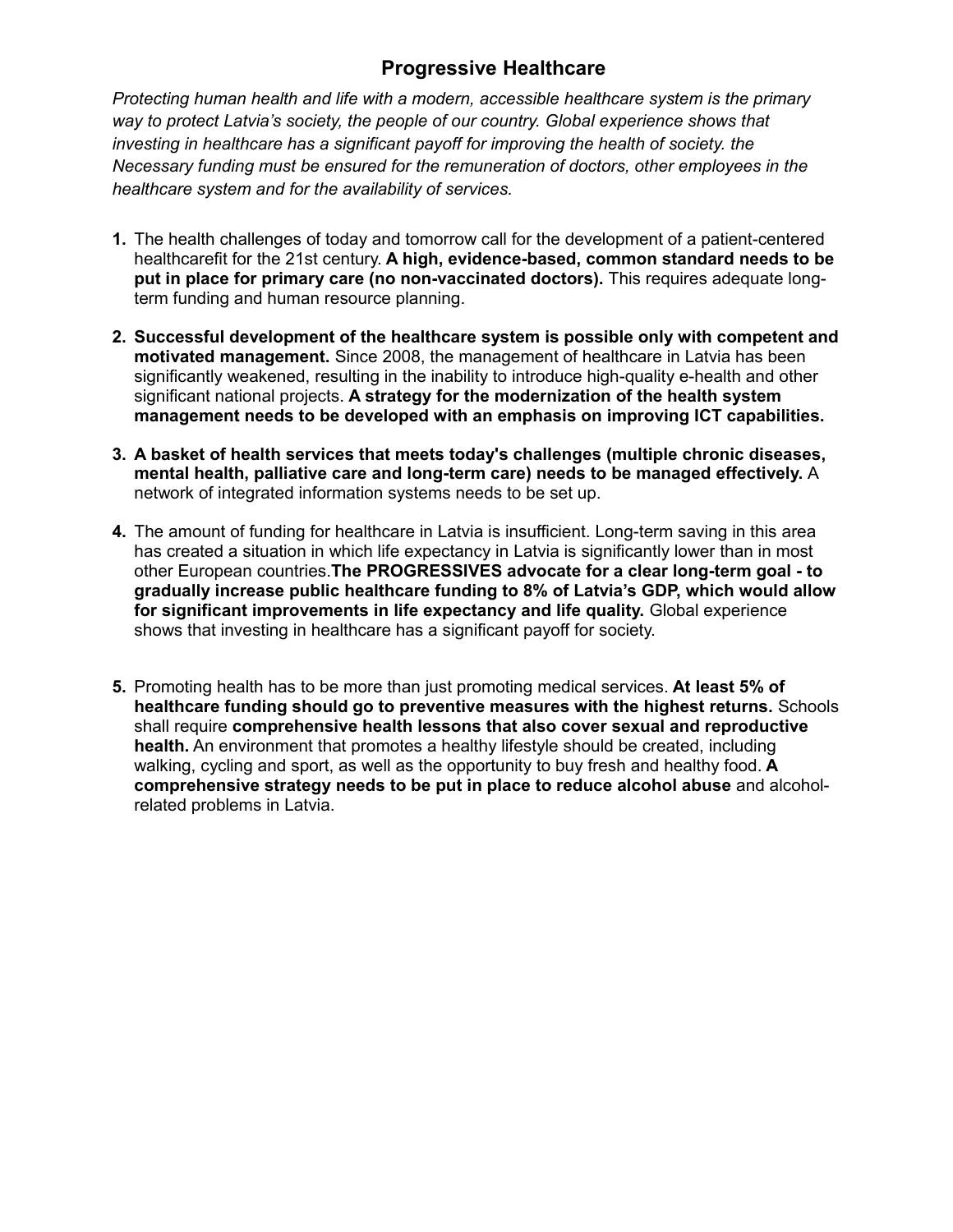## Progressive Healthcare

*Protecting human health and life with a modern, accessible healthcare system is the primary way to protect Latvia's society, the people of our country. Global experience shows that investing in healthcare has a significant payoff for improving the health of society. the Necessary funding must be ensured for the remuneration of doctors, other employees in the healthcare system and for the availability of services.*

1. The health challenges of today and tomorrow call for the development of a patient-centered healthcarefit for the 21st century. **A high, evidence-based, common standard needs to be put in place for primary care (no non-vaccinated doctors).** This requires adequate long-term funding and human resource planning.
2. **Successful development of the healthcare system is possible only with competent and motivated management.** Since 2008, the management of healthcare in Latvia has been significantly weakened, resulting in the inability to introduce high-quality e-health and other significant national projects. **A strategy for the modernization of the health system management needs to be developed with an emphasis on improving ICT capabilities.**
3. **A basket of health services that meets today's challenges (multiple chronic diseases, mental health, palliative care and long-term care) needs to be managed effectively.** A network of integrated information systems needs to be set up.
4. The amount of funding for healthcare in Latvia is insufficient. Long-term saving in this area has created a situation in which life expectancy in Latvia is significantly lower than in most other European countries.**The PROGRESSIVES advocate for a clear long-term goal - to gradually increase public healthcare funding to 8% of Latvia's GDP, which would allow for significant improvements in life expectancy and life quality.** Global experience shows that investing in healthcare has a significant payoff for society.
5. Promoting health has to be more than just promoting medical services. **At least 5% of healthcare funding should go to preventive measures with the highest returns.** Schools shall require **comprehensive health lessons that also cover sexual and reproductive health.** An environment that promotes a healthy lifestyle should be created, including walking, cycling and sport, as well as the opportunity to buy fresh and healthy food. **A comprehensive strategy needs to be put in place to reduce alcohol abuse** and alcohol-related problems in Latvia.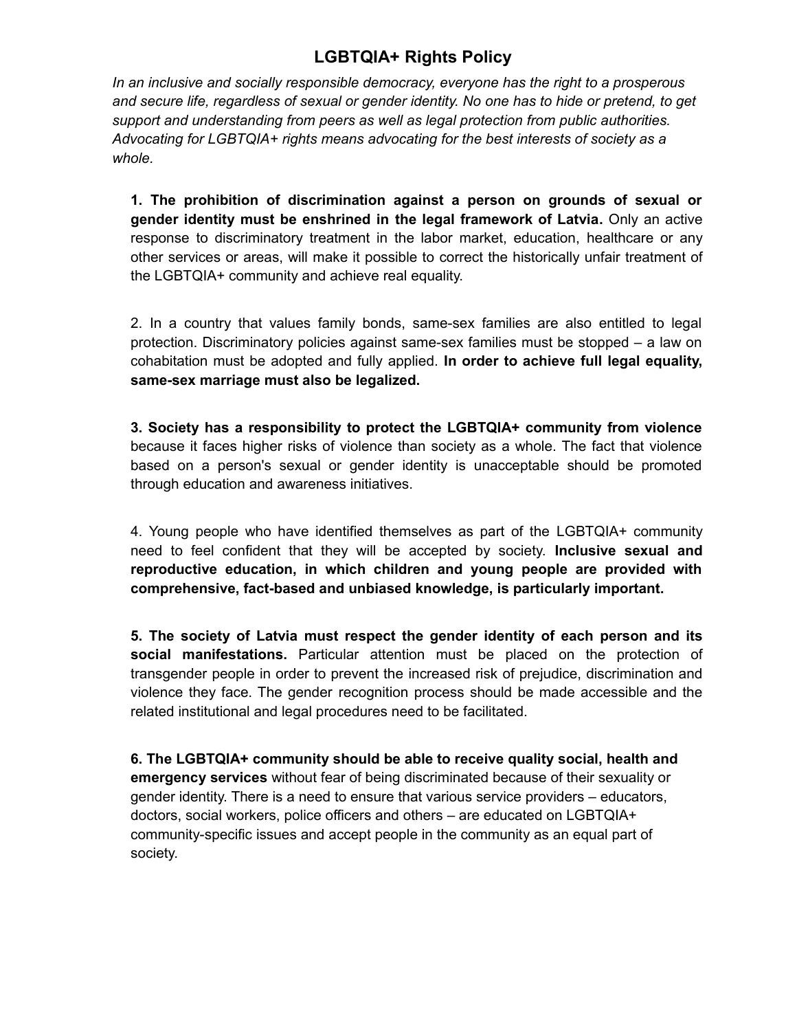# LGBTQIA+ Rights Policy

*In an inclusive and socially responsible democracy, everyone has the right to a prosperous and secure life, regardless of sexual or gender identity. No one has to hide or pretend, to get support and understanding from peers as well as legal protection from public authorities. Advocating for LGBTQIA+ rights means advocating for the best interests of society as a whole.*

**1. The prohibition of discrimination against a person on grounds of sexual or gender identity must be enshrined in the legal framework of Latvia.** Only an active response to discriminatory treatment in the labor market, education, healthcare or any other services or areas, will make it possible to correct the historically unfair treatment of the LGBTQIA+ community and achieve real equality.

2. In a country that values family bonds, same-sex families are also entitled to legal protection. Discriminatory policies against same-sex families must be stopped – a law on cohabitation must be adopted and fully applied. **In order to achieve full legal equality, same-sex marriage must also be legalized.**

**3. Society has a responsibility to protect the LGBTQIA+ community from violence** because it faces higher risks of violence than society as a whole. The fact that violence based on a person's sexual or gender identity is unacceptable should be promoted through education and awareness initiatives.

4. Young people who have identified themselves as part of the LGBTQIA+ community need to feel confident that they will be accepted by society. **Inclusive sexual and reproductive education, in which children and young people are provided with comprehensive, fact-based and unbiased knowledge, is particularly important.**

**5. The society of Latvia must respect the gender identity of each person and its social manifestations.** Particular attention must be placed on the protection of transgender people in order to prevent the increased risk of prejudice, discrimination and violence they face. The gender recognition process should be made accessible and the related institutional and legal procedures need to be facilitated.

**6. The LGBTQIA+ community should be able to receive quality social, health and emergency services** without fear of being discriminated because of their sexuality or gender identity. There is a need to ensure that various service providers – educators, doctors, social workers, police officers and others – are educated on LGBTQIA+ community-specific issues and accept people in the community as an equal part of society.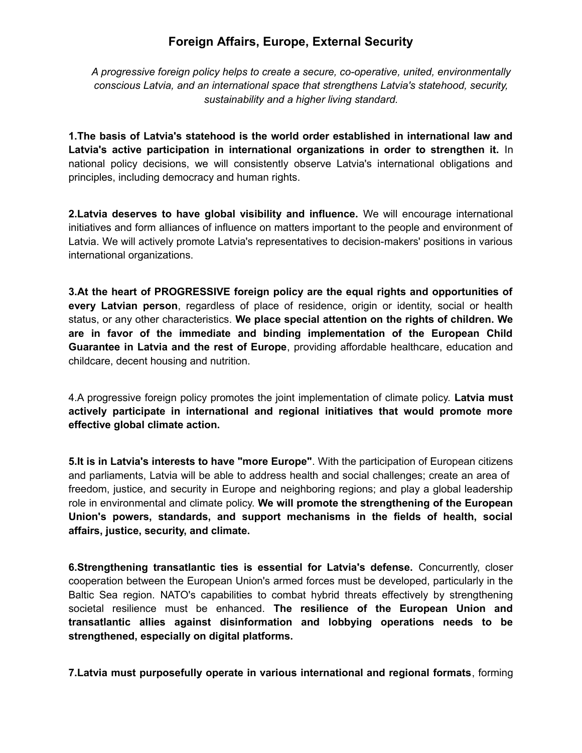## Foreign Affairs, Europe, External Security

*A progressive foreign policy helps to create a secure, co-operative, united, environmentally conscious Latvia, and an international space that strengthens Latvia's statehood, security, sustainability and a higher living standard.*

**1.The basis of Latvia's statehood is the world order established in international law and Latvia's active participation in international organizations in order to strengthen it.** In national policy decisions, we will consistently observe Latvia's international obligations and principles, including democracy and human rights.

**2.Latvia deserves to have global visibility and influence.** We will encourage international initiatives and form alliances of influence on matters important to the people and environment of Latvia. We will actively promote Latvia's representatives to decision-makers' positions in various international organizations.

**3.At the heart of PROGRESSIVE foreign policy are the equal rights and opportunities of every Latvian person**, regardless of place of residence, origin or identity, social or health status, or any other characteristics. **We place special attention on the rights of children. We are in favor of the immediate and binding implementation of the European Child Guarantee in Latvia and the rest of Europe**, providing affordable healthcare, education and childcare, decent housing and nutrition.

4.A progressive foreign policy promotes the joint implementation of climate policy. **Latvia must actively participate in international and regional initiatives that would promote more effective global climate action.**

**5.It is in Latvia's interests to have "more Europe"**. With the participation of European citizens and parliaments, Latvia will be able to address health and social challenges; create an area of freedom, justice, and security in Europe and neighboring regions; and play a global leadership role in environmental and climate policy. **We will promote the strengthening of the European Union's powers, standards, and support mechanisms in the fields of health, social affairs, justice, security, and climate.**

**6.Strengthening transatlantic ties is essential for Latvia's defense.** Concurrently, closer cooperation between the European Union's armed forces must be developed, particularly in the Baltic Sea region. NATO's capabilities to combat hybrid threats effectively by strengthening societal resilience must be enhanced. **The resilience of the European Union and transatlantic allies against disinformation and lobbying operations needs to be strengthened, especially on digital platforms.**

**7.Latvia must purposefully operate in various international and regional formats**, forming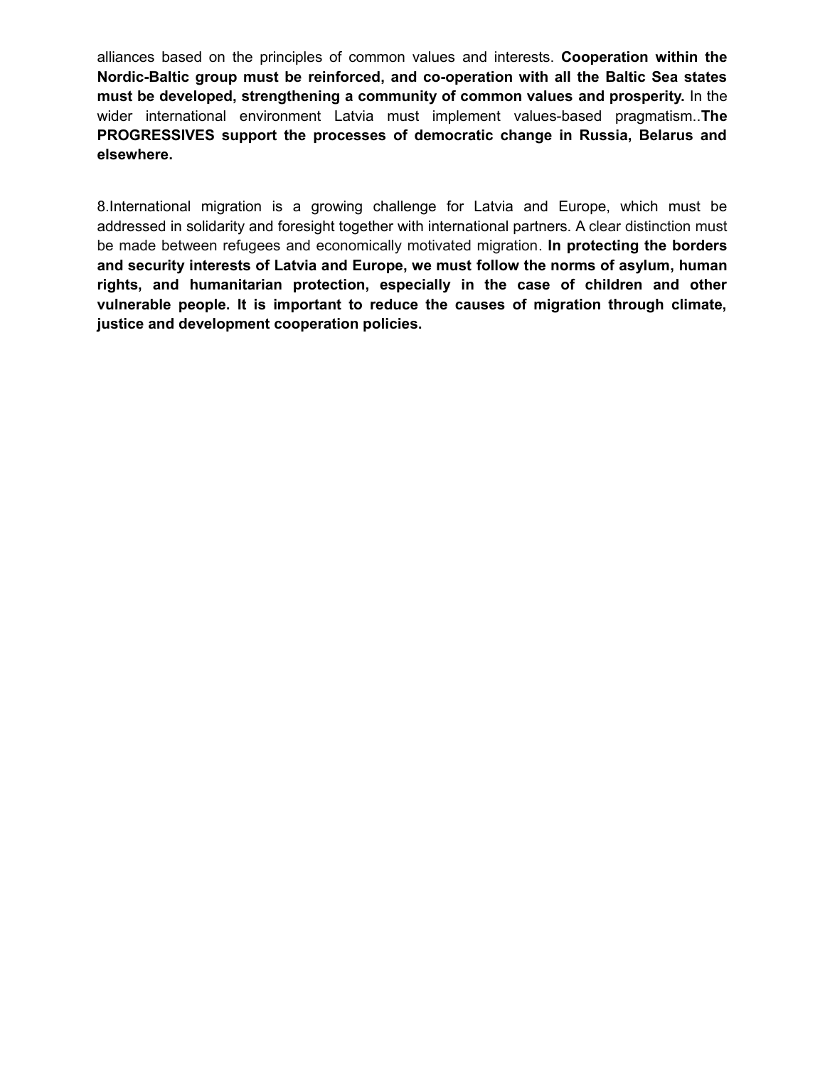alliances based on the principles of common values and interests. **Cooperation within the Nordic-Baltic group must be reinforced, and co-operation with all the Baltic Sea states must be developed, strengthening a community of common values and prosperity.** In the wider international environment Latvia must implement values-based pragmatism..**The PROGRESSIVES support the processes of democratic change in Russia, Belarus and elsewhere.**

8.International migration is a growing challenge for Latvia and Europe, which must be addressed in solidarity and foresight together with international partners. A clear distinction must be made between refugees and economically motivated migration. **In protecting the borders and security interests of Latvia and Europe, we must follow the norms of asylum, human rights, and humanitarian protection, especially in the case of children and other vulnerable people. It is important to reduce the causes of migration through climate, justice and development cooperation policies.**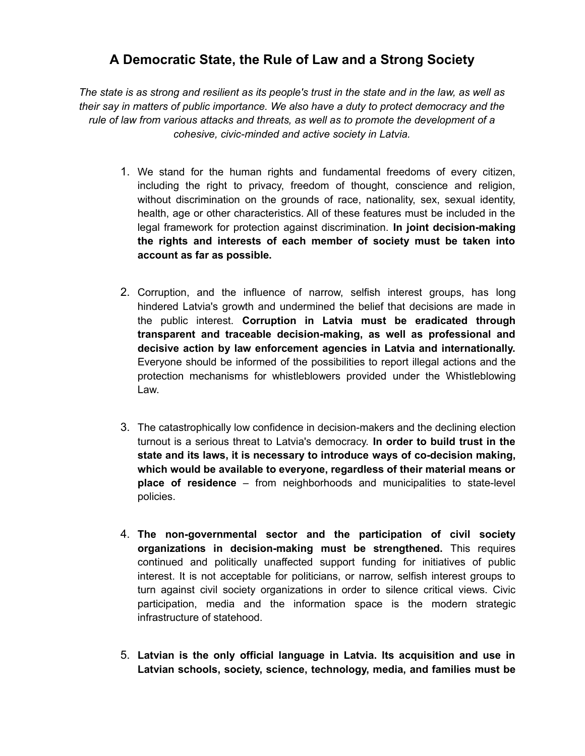# A Democratic State, the Rule of Law and a Strong Society

*The state is as strong and resilient as its people's trust in the state and in the law, as well as their say in matters of public importance. We also have a duty to protect democracy and the rule of law from various attacks and threats, as well as to promote the development of a cohesive, civic-minded and active society in Latvia.*

1. We stand for the human rights and fundamental freedoms of every citizen, including the right to privacy, freedom of thought, conscience and religion, without discrimination on the grounds of race, nationality, sex, sexual identity, health, age or other characteristics. All of these features must be included in the legal framework for protection against discrimination. **In joint decision-making the rights and interests of each member of society must be taken into account as far as possible.**

2. Corruption, and the influence of narrow, selfish interest groups, has long hindered Latvia's growth and undermined the belief that decisions are made in the public interest. **Corruption in Latvia must be eradicated through transparent and traceable decision-making, as well as professional and decisive action by law enforcement agencies in Latvia and internationally.** Everyone should be informed of the possibilities to report illegal actions and the protection mechanisms for whistleblowers provided under the Whistleblowing Law.

3. The catastrophically low confidence in decision-makers and the declining election turnout is a serious threat to Latvia's democracy. **In order to build trust in the state and its laws, it is necessary to introduce ways of co-decision making, which would be available to everyone, regardless of their material means or place of residence** – from neighborhoods and municipalities to state-level policies.

4. **The non-governmental sector and the participation of civil society organizations in decision-making must be strengthened.** This requires continued and politically unaffected support funding for initiatives of public interest. It is not acceptable for politicians, or narrow, selfish interest groups to turn against civil society organizations in order to silence critical views. Civic participation, media and the information space is the modern strategic infrastructure of statehood.

5. **Latvian is the only official language in Latvia. Its acquisition and use in Latvian schools, society, science, technology, media, and families must be**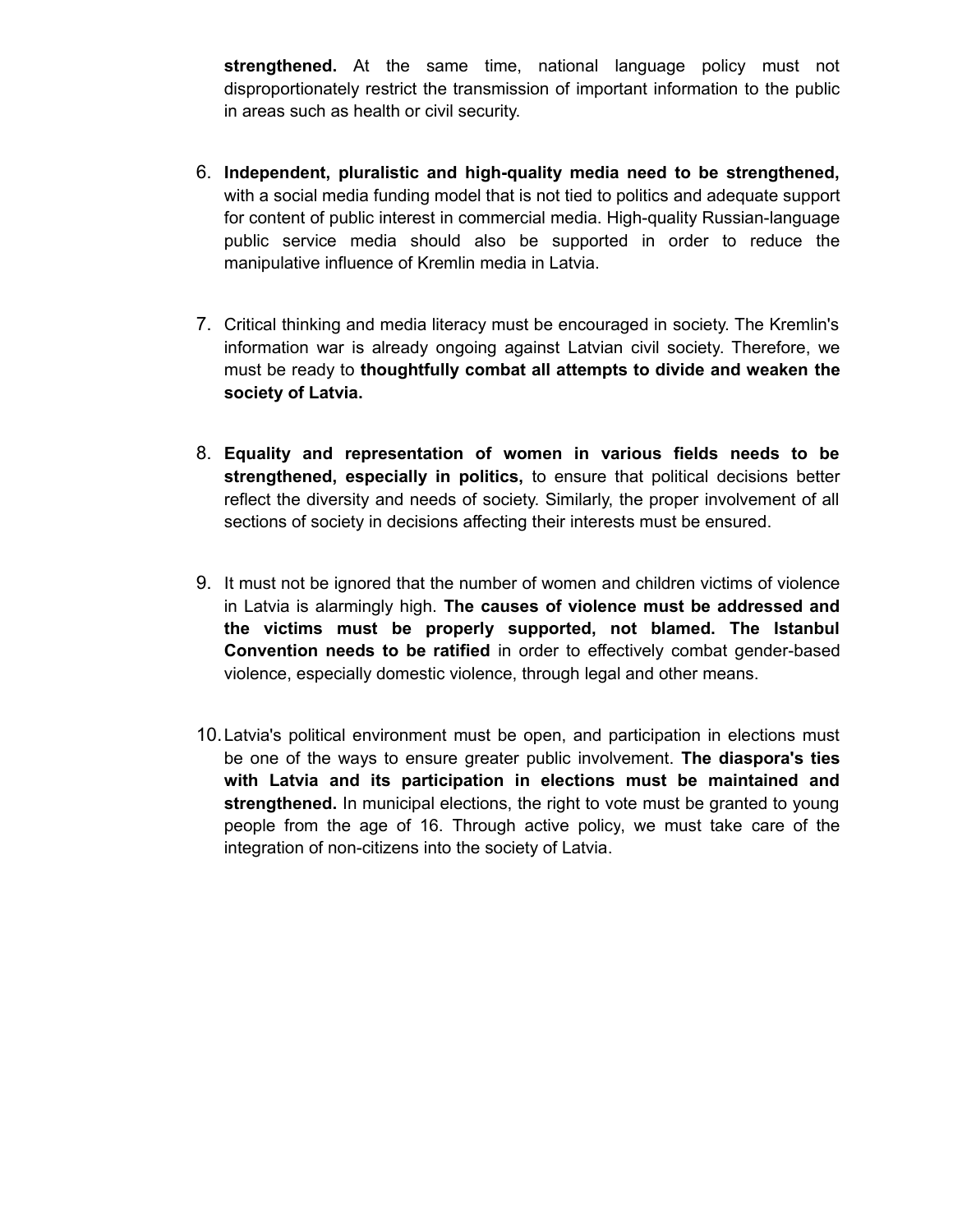**strengthened.** At the same time, national language policy must not disproportionately restrict the transmission of important information to the public in areas such as health or civil security.

6. **Independent, pluralistic and high-quality media need to be strengthened,** with a social media funding model that is not tied to politics and adequate support for content of public interest in commercial media. High-quality Russian-language public service media should also be supported in order to reduce the manipulative influence of Kremlin media in Latvia.

7. Critical thinking and media literacy must be encouraged in society. The Kremlin's information war is already ongoing against Latvian civil society. Therefore, we must be ready to **thoughtfully combat all attempts to divide and weaken the society of Latvia.**

8. **Equality and representation of women in various fields needs to be strengthened, especially in politics,** to ensure that political decisions better reflect the diversity and needs of society. Similarly, the proper involvement of all sections of society in decisions affecting their interests must be ensured.

9. It must not be ignored that the number of women and children victims of violence in Latvia is alarmingly high. **The causes of violence must be addressed and the victims must be properly supported, not blamed. The Istanbul Convention needs to be ratified** in order to effectively combat gender-based violence, especially domestic violence, through legal and other means.

10. Latvia's political environment must be open, and participation in elections must be one of the ways to ensure greater public involvement. **The diaspora's ties with Latvia and its participation in elections must be maintained and strengthened.** In municipal elections, the right to vote must be granted to young people from the age of 16. Through active policy, we must take care of the integration of non-citizens into the society of Latvia.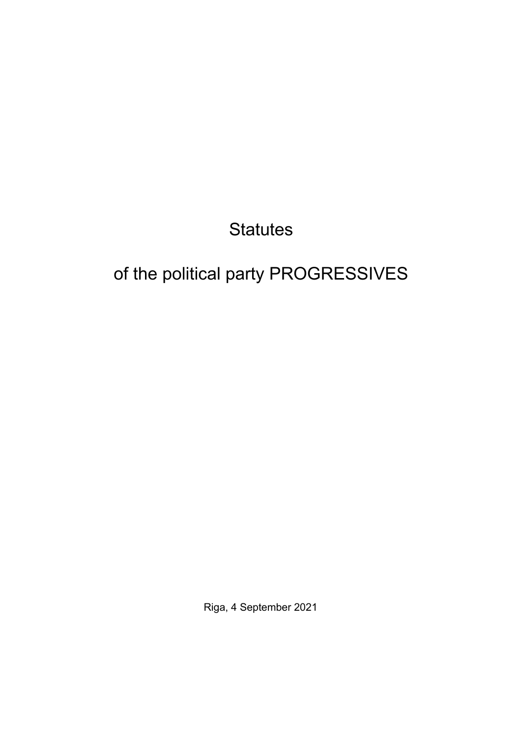# Statutes

# of the political party PROGRESSIVES

Riga, 4 September 2021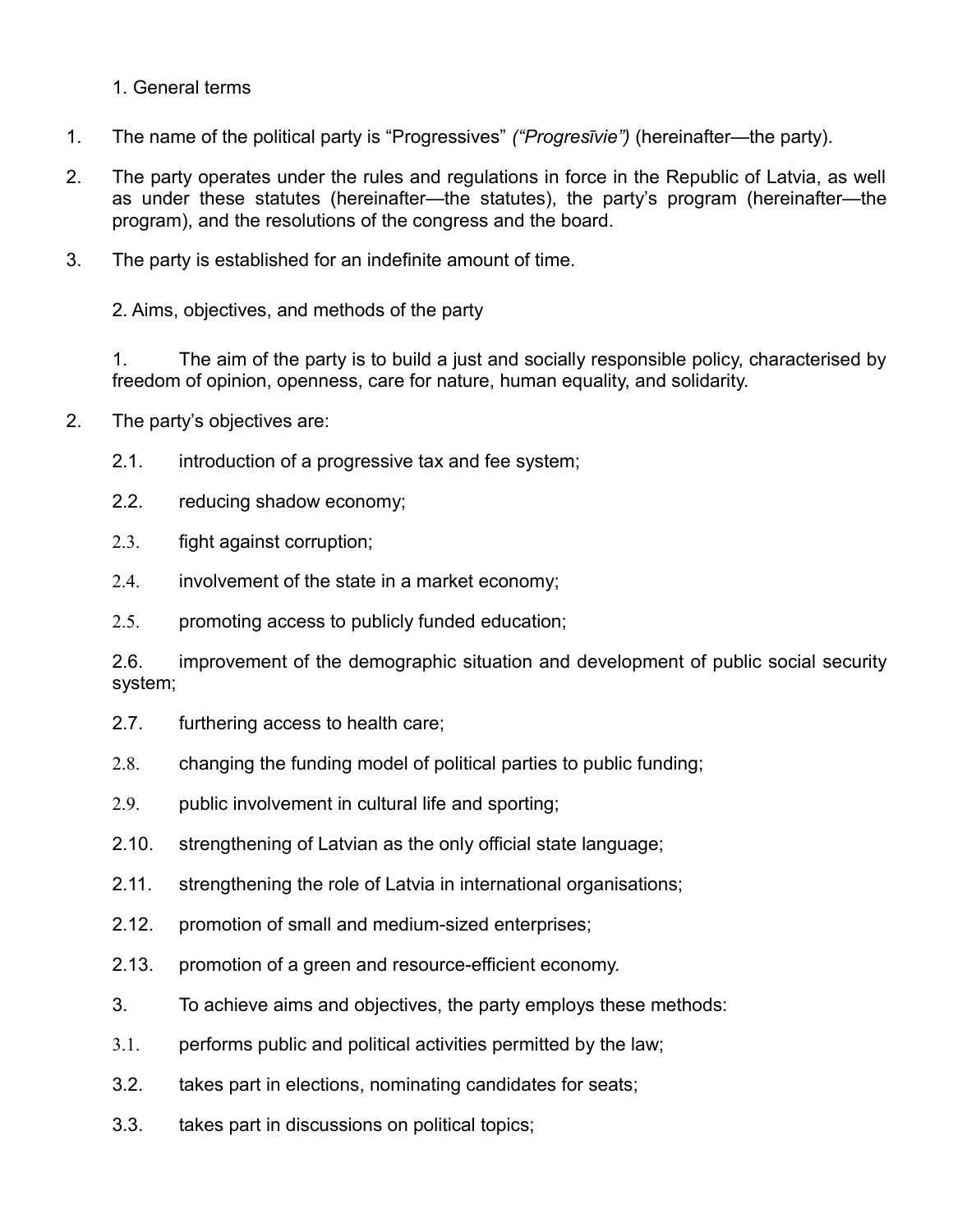## 1. General terms

1. The name of the political party is “Progressives” *(“Progresīvie”)* (hereinafter—the party).
2. The party operates under the rules and regulations in force in the Republic of Latvia, as well as under these statutes (hereinafter—the statutes), the party’s program (hereinafter—the program), and the resolutions of the congress and the board.
3. The party is established for an indefinite amount of time.

## 2. Aims, objectives, and methods of the party

1. The aim of the party is to build a just and socially responsible policy, characterised by freedom of opinion, openness, care for nature, human equality, and solidarity.
2. The party’s objectives are:
   - 2.1. introduction of a progressive tax and fee system;
   - 2.2. reducing shadow economy;
   - 2.3. fight against corruption;
   - 2.4. involvement of the state in a market economy;
   - 2.5. promoting access to publicly funded education;
   - 2.6. improvement of the demographic situation and development of public social security system;
   - 2.7. furthering access to health care;
   - 2.8. changing the funding model of political parties to public funding;
   - 2.9. public involvement in cultural life and sporting;
   - 2.10. strengthening of Latvian as the only official state language;
   - 2.11. strengthening the role of Latvia in international organisations;
   - 2.12. promotion of small and medium-sized enterprises;
   - 2.13. promotion of a green and resource-efficient economy.
3. To achieve aims and objectives, the party employs these methods:
   - 3.1. performs public and political activities permitted by the law;
   - 3.2. takes part in elections, nominating candidates for seats;
   - 3.3. takes part in discussions on political topics;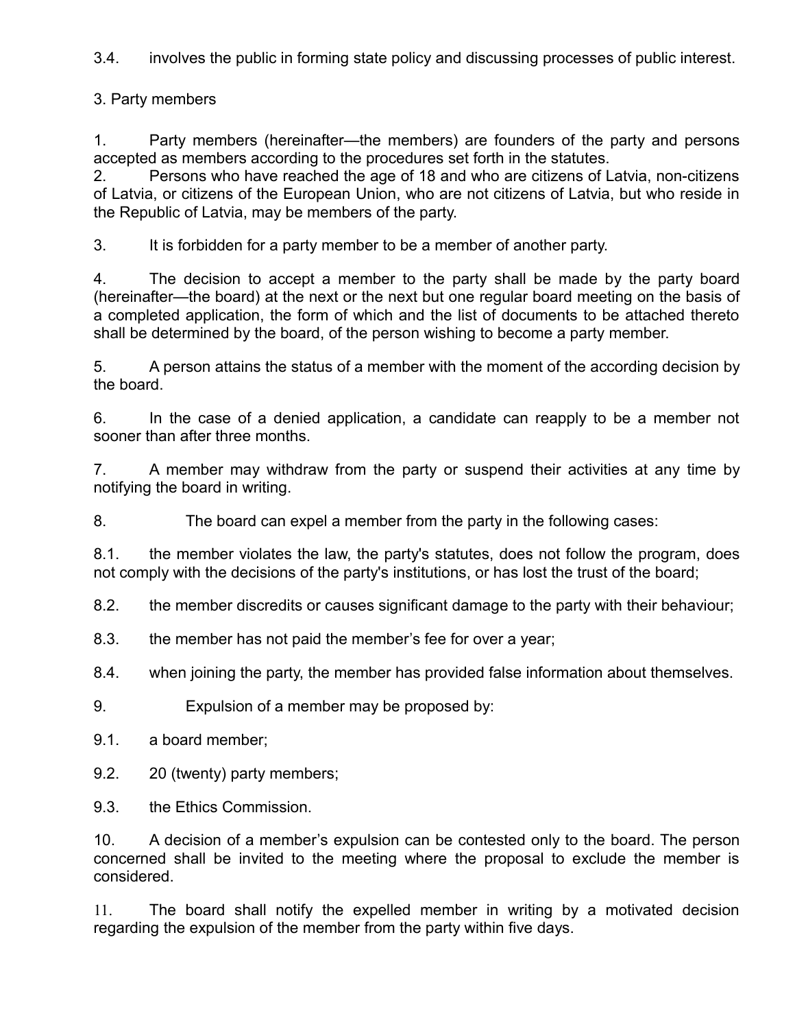3.4. involves the public in forming state policy and discussing processes of public interest.

## 3. Party members

1. Party members (hereinafter—the members) are founders of the party and persons accepted as members according to the procedures set forth in the statutes.
2. Persons who have reached the age of 18 and who are citizens of Latvia, non-citizens of Latvia, or citizens of the European Union, who are not citizens of Latvia, but who reside in the Republic of Latvia, may be members of the party.
3. It is forbidden for a party member to be a member of another party.
4. The decision to accept a member to the party shall be made by the party board (hereinafter—the board) at the next or the next but one regular board meeting on the basis of a completed application, the form of which and the list of documents to be attached thereto shall be determined by the board, of the person wishing to become a party member.
5. A person attains the status of a member with the moment of the according decision by the board.
6. In the case of a denied application, a candidate can reapply to be a member not sooner than after three months.
7. A member may withdraw from the party or suspend their activities at any time by notifying the board in writing.
8. The board can expel a member from the party in the following cases:

8.1. the member violates the law, the party's statutes, does not follow the program, does not comply with the decisions of the party's institutions, or has lost the trust of the board;

8.2. the member discredits or causes significant damage to the party with their behaviour;

8.3. the member has not paid the member's fee for over a year;

8.4. when joining the party, the member has provided false information about themselves.

9. Expulsion of a member may be proposed by:

9.1. a board member;

9.2. 20 (twenty) party members;

9.3. the Ethics Commission.

10. A decision of a member's expulsion can be contested only to the board. The person concerned shall be invited to the meeting where the proposal to exclude the member is considered.
11. The board shall notify the expelled member in writing by a motivated decision regarding the expulsion of the member from the party within five days.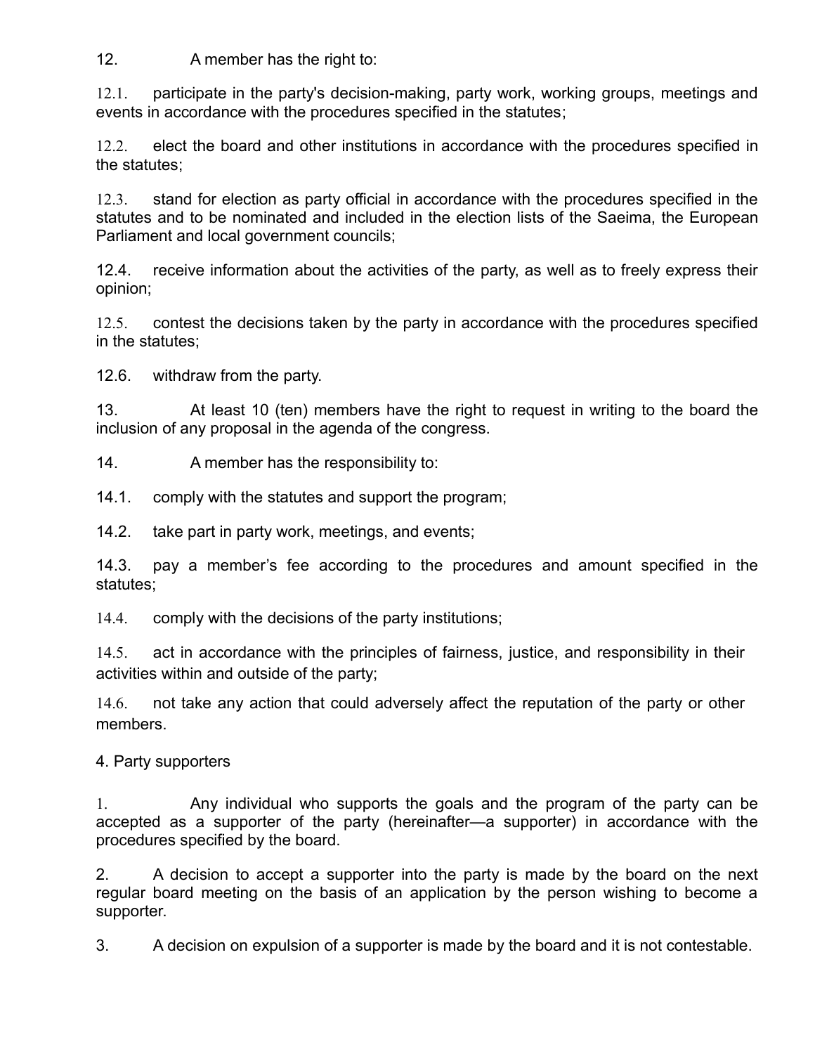12. A member has the right to:

12.1. participate in the party's decision-making, party work, working groups, meetings and events in accordance with the procedures specified in the statutes;

12.2. elect the board and other institutions in accordance with the procedures specified in the statutes;

12.3. stand for election as party official in accordance with the procedures specified in the statutes and to be nominated and included in the election lists of the Saeima, the European Parliament and local government councils;

12.4. receive information about the activities of the party, as well as to freely express their opinion;

12.5. contest the decisions taken by the party in accordance with the procedures specified in the statutes;

12.6. withdraw from the party.

13. At least 10 (ten) members have the right to request in writing to the board the inclusion of any proposal in the agenda of the congress.

14. A member has the responsibility to:

14.1. comply with the statutes and support the program;

14.2. take part in party work, meetings, and events;

14.3. pay a member’s fee according to the procedures and amount specified in the statutes;

14.4. comply with the decisions of the party institutions;

14.5. act in accordance with the principles of fairness, justice, and responsibility in their activities within and outside of the party;

14.6. not take any action that could adversely affect the reputation of the party or other members.

## 4. Party supporters

1. Any individual who supports the goals and the program of the party can be accepted as a supporter of the party (hereinafter—a supporter) in accordance with the procedures specified by the board.

2. A decision to accept a supporter into the party is made by the board on the next regular board meeting on the basis of an application by the person wishing to become a supporter.

3. A decision on expulsion of a supporter is made by the board and it is not contestable.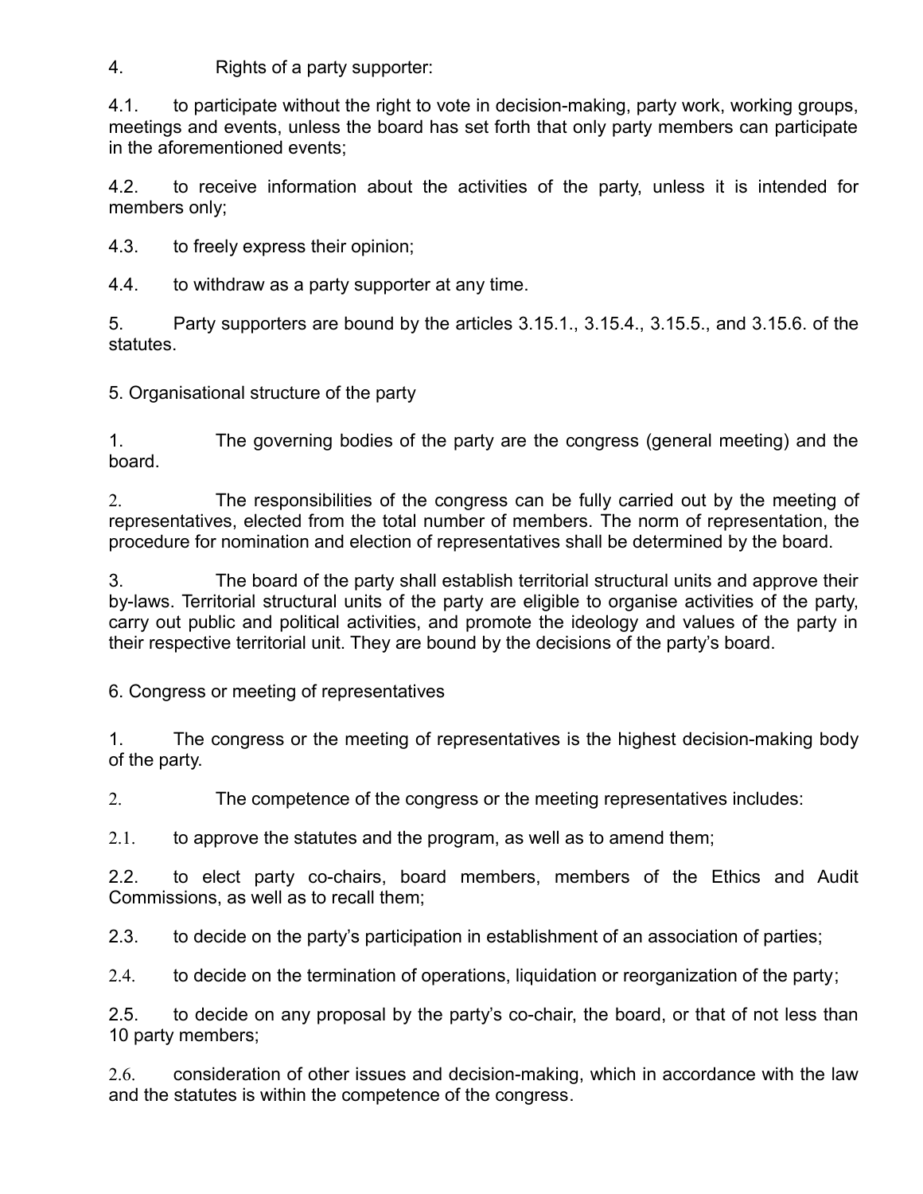4. Rights of a party supporter:

4.1. to participate without the right to vote in decision-making, party work, working groups, meetings and events, unless the board has set forth that only party members can participate in the aforementioned events;

4.2. to receive information about the activities of the party, unless it is intended for members only;

4.3. to freely express their opinion;

4.4. to withdraw as a party supporter at any time.

5. Party supporters are bound by the articles 3.15.1., 3.15.4., 3.15.5., and 3.15.6. of the statutes.

## 5. Organisational structure of the party

1. The governing bodies of the party are the congress (general meeting) and the board.

2. The responsibilities of the congress can be fully carried out by the meeting of representatives, elected from the total number of members. The norm of representation, the procedure for nomination and election of representatives shall be determined by the board.

3. The board of the party shall establish territorial structural units and approve their by-laws. Territorial structural units of the party are eligible to organise activities of the party, carry out public and political activities, and promote the ideology and values of the party in their respective territorial unit. They are bound by the decisions of the party's board.

## 6. Congress or meeting of representatives

1. The congress or the meeting of representatives is the highest decision-making body of the party.

2. The competence of the congress or the meeting representatives includes:

2.1. to approve the statutes and the program, as well as to amend them;

2.2. to elect party co-chairs, board members, members of the Ethics and Audit Commissions, as well as to recall them;

2.3. to decide on the party's participation in establishment of an association of parties;

2.4. to decide on the termination of operations, liquidation or reorganization of the party;

2.5. to decide on any proposal by the party's co-chair, the board, or that of not less than 10 party members;

2.6. consideration of other issues and decision-making, which in accordance with the law and the statutes is within the competence of the congress.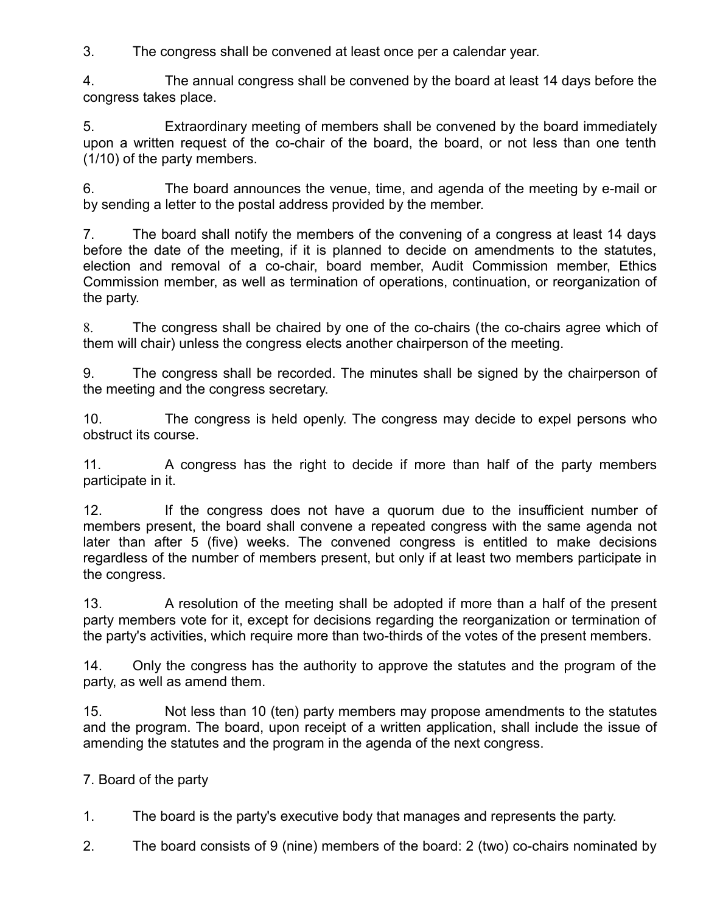3. The congress shall be convened at least once per a calendar year.

4. The annual congress shall be convened by the board at least 14 days before the congress takes place.

5. Extraordinary meeting of members shall be convened by the board immediately upon a written request of the co-chair of the board, the board, or not less than one tenth (1/10) of the party members.

6. The board announces the venue, time, and agenda of the meeting by e-mail or by sending a letter to the postal address provided by the member.

7. The board shall notify the members of the convening of a congress at least 14 days before the date of the meeting, if it is planned to decide on amendments to the statutes, election and removal of a co-chair, board member, Audit Commission member, Ethics Commission member, as well as termination of operations, continuation, or reorganization of the party.

8. The congress shall be chaired by one of the co-chairs (the co-chairs agree which of them will chair) unless the congress elects another chairperson of the meeting.

9. The congress shall be recorded. The minutes shall be signed by the chairperson of the meeting and the congress secretary.

10. The congress is held openly. The congress may decide to expel persons who obstruct its course.

11. A congress has the right to decide if more than half of the party members participate in it.

12. If the congress does not have a quorum due to the insufficient number of members present, the board shall convene a repeated congress with the same agenda not later than after 5 (five) weeks. The convened congress is entitled to make decisions regardless of the number of members present, but only if at least two members participate in the congress.

13. A resolution of the meeting shall be adopted if more than a half of the present party members vote for it, except for decisions regarding the reorganization or termination of the party's activities, which require more than two-thirds of the votes of the present members.

14. Only the congress has the authority to approve the statutes and the program of the party, as well as amend them.

15. Not less than 10 (ten) party members may propose amendments to the statutes and the program. The board, upon receipt of a written application, shall include the issue of amending the statutes and the program in the agenda of the next congress.

## 7. Board of the party

1. The board is the party's executive body that manages and represents the party.

2. The board consists of 9 (nine) members of the board: 2 (two) co-chairs nominated by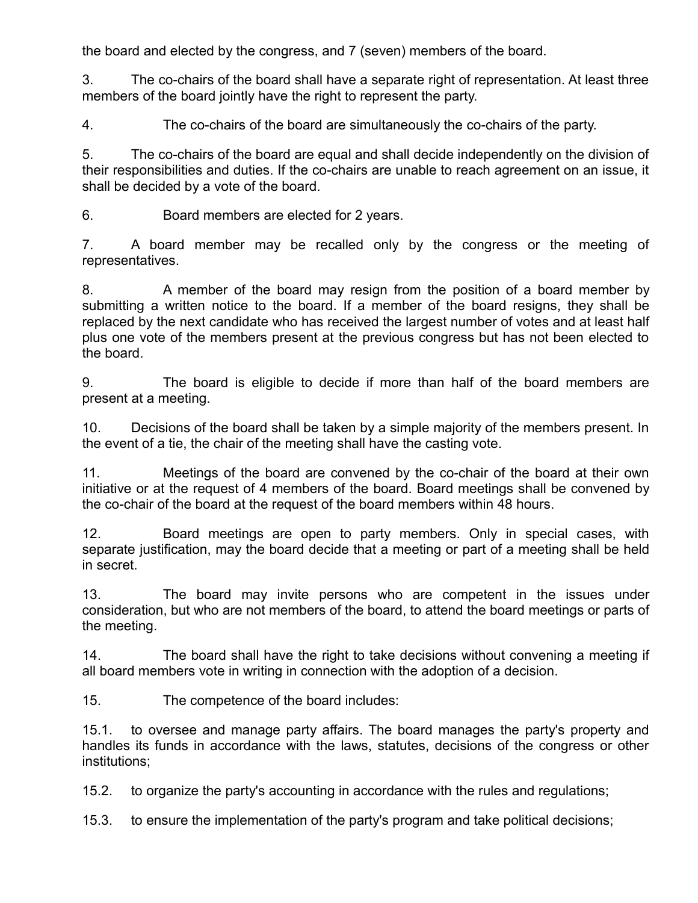the board and elected by the congress, and 7 (seven) members of the board.

3. The co-chairs of the board shall have a separate right of representation. At least three members of the board jointly have the right to represent the party.

4. The co-chairs of the board are simultaneously the co-chairs of the party.

5. The co-chairs of the board are equal and shall decide independently on the division of their responsibilities and duties. If the co-chairs are unable to reach agreement on an issue, it shall be decided by a vote of the board.

6. Board members are elected for 2 years.

7. A board member may be recalled only by the congress or the meeting of representatives.

8. A member of the board may resign from the position of a board member by submitting a written notice to the board. If a member of the board resigns, they shall be replaced by the next candidate who has received the largest number of votes and at least half plus one vote of the members present at the previous congress but has not been elected to the board.

9. The board is eligible to decide if more than half of the board members are present at a meeting.

10. Decisions of the board shall be taken by a simple majority of the members present. In the event of a tie, the chair of the meeting shall have the casting vote.

11. Meetings of the board are convened by the co-chair of the board at their own initiative or at the request of 4 members of the board. Board meetings shall be convened by the co-chair of the board at the request of the board members within 48 hours.

12. Board meetings are open to party members. Only in special cases, with separate justification, may the board decide that a meeting or part of a meeting shall be held in secret.

13. The board may invite persons who are competent in the issues under consideration, but who are not members of the board, to attend the board meetings or parts of the meeting.

14. The board shall have the right to take decisions without convening a meeting if all board members vote in writing in connection with the adoption of a decision.

15. The competence of the board includes:

15.1. to oversee and manage party affairs. The board manages the party's property and handles its funds in accordance with the laws, statutes, decisions of the congress or other institutions;

15.2. to organize the party's accounting in accordance with the rules and regulations;

15.3. to ensure the implementation of the party's program and take political decisions;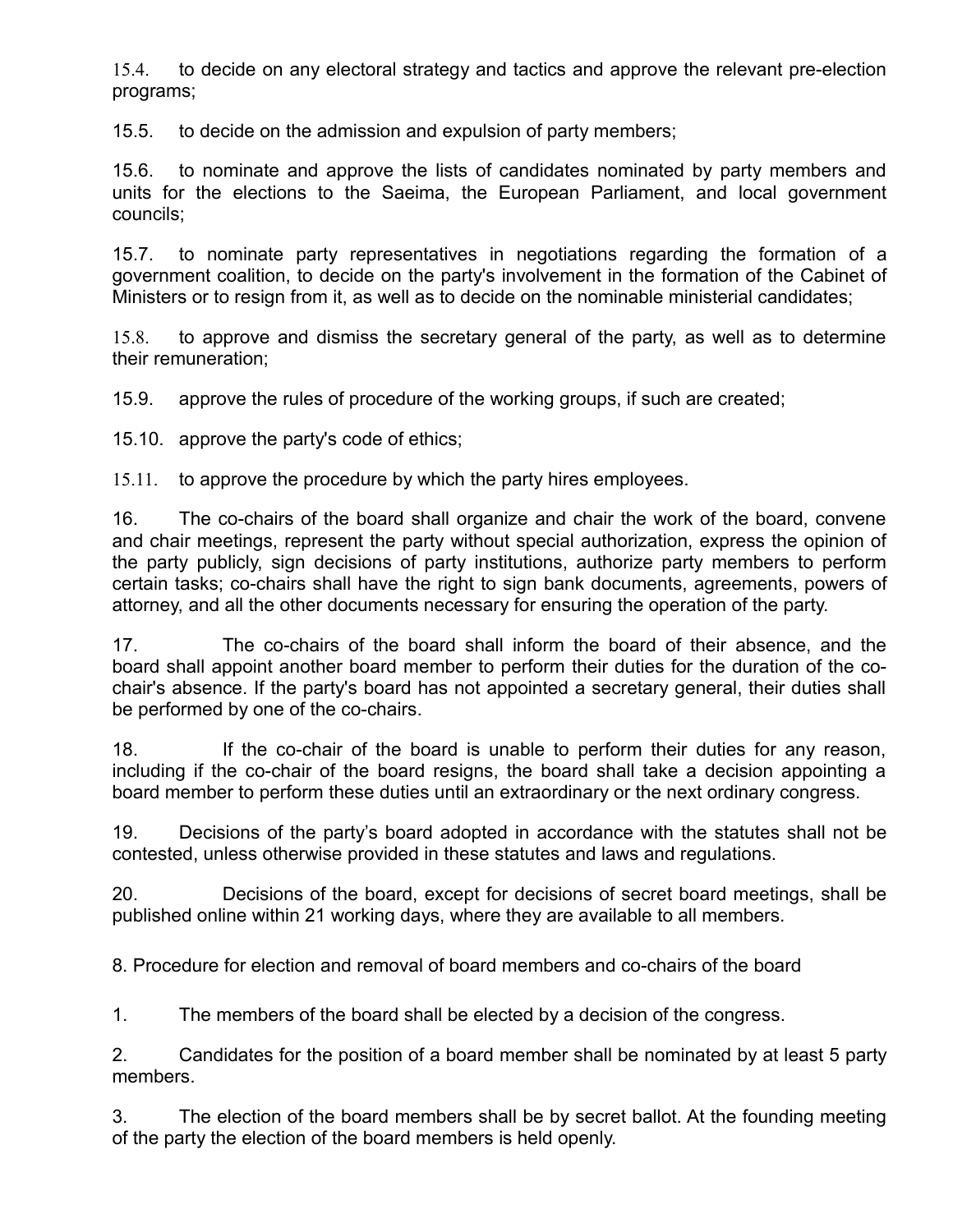15.4. to decide on any electoral strategy and tactics and approve the relevant pre-election programs;

15.5. to decide on the admission and expulsion of party members;

15.6. to nominate and approve the lists of candidates nominated by party members and units for the elections to the Saeima, the European Parliament, and local government councils;

15.7. to nominate party representatives in negotiations regarding the formation of a government coalition, to decide on the party's involvement in the formation of the Cabinet of Ministers or to resign from it, as well as to decide on the nominable ministerial candidates;

15.8. to approve and dismiss the secretary general of the party, as well as to determine their remuneration;

15.9. approve the rules of procedure of the working groups, if such are created;

15.10. approve the party's code of ethics;

15.11. to approve the procedure by which the party hires employees.

16. The co-chairs of the board shall organize and chair the work of the board, convene and chair meetings, represent the party without special authorization, express the opinion of the party publicly, sign decisions of party institutions, authorize party members to perform certain tasks; co-chairs shall have the right to sign bank documents, agreements, powers of attorney, and all the other documents necessary for ensuring the operation of the party.

17. The co-chairs of the board shall inform the board of their absence, and the board shall appoint another board member to perform their duties for the duration of the co-chair's absence. If the party's board has not appointed a secretary general, their duties shall be performed by one of the co-chairs.

18. If the co-chair of the board is unable to perform their duties for any reason, including if the co-chair of the board resigns, the board shall take a decision appointing a board member to perform these duties until an extraordinary or the next ordinary congress.

19. Decisions of the party's board adopted in accordance with the statutes shall not be contested, unless otherwise provided in these statutes and laws and regulations.

20. Decisions of the board, except for decisions of secret board meetings, shall be published online within 21 working days, where they are available to all members.

## 8. Procedure for election and removal of board members and co-chairs of the board

1. The members of the board shall be elected by a decision of the congress.

2. Candidates for the position of a board member shall be nominated by at least 5 party members.

3. The election of the board members shall be by secret ballot. At the founding meeting of the party the election of the board members is held openly.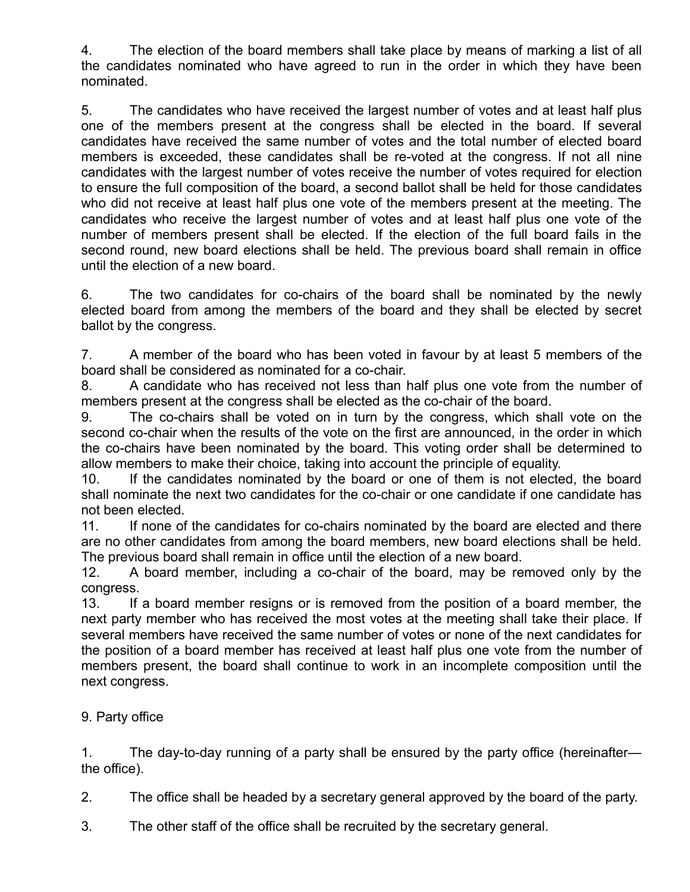4. The election of the board members shall take place by means of marking a list of all the candidates nominated who have agreed to run in the order in which they have been nominated.

5. The candidates who have received the largest number of votes and at least half plus one of the members present at the congress shall be elected in the board. If several candidates have received the same number of votes and the total number of elected board members is exceeded, these candidates shall be re-voted at the congress. If not all nine candidates with the largest number of votes receive the number of votes required for election to ensure the full composition of the board, a second ballot shall be held for those candidates who did not receive at least half plus one vote of the members present at the meeting. The candidates who receive the largest number of votes and at least half plus one vote of the number of members present shall be elected. If the election of the full board fails in the second round, new board elections shall be held. The previous board shall remain in office until the election of a new board.

6. The two candidates for co-chairs of the board shall be nominated by the newly elected board from among the members of the board and they shall be elected by secret ballot by the congress.

7. A member of the board who has been voted in favour by at least 5 members of the board shall be considered as nominated for a co-chair.

8. A candidate who has received not less than half plus one vote from the number of members present at the congress shall be elected as the co-chair of the board.

9. The co-chairs shall be voted on in turn by the congress, which shall vote on the second co-chair when the results of the vote on the first are announced, in the order in which the co-chairs have been nominated by the board. This voting order shall be determined to allow members to make their choice, taking into account the principle of equality.

10. If the candidates nominated by the board or one of them is not elected, the board shall nominate the next two candidates for the co-chair or one candidate if one candidate has not been elected.

11. If none of the candidates for co-chairs nominated by the board are elected and there are no other candidates from among the board members, new board elections shall be held. The previous board shall remain in office until the election of a new board.

12. A board member, including a co-chair of the board, may be removed only by the congress.

13. If a board member resigns or is removed from the position of a board member, the next party member who has received the most votes at the meeting shall take their place. If several members have received the same number of votes or none of the next candidates for the position of a board member has received at least half plus one vote from the number of members present, the board shall continue to work in an incomplete composition until the next congress.

## 9. Party office

1. The day-to-day running of a party shall be ensured by the party office (hereinafter—the office).

2. The office shall be headed by a secretary general approved by the board of the party.

3. The other staff of the office shall be recruited by the secretary general.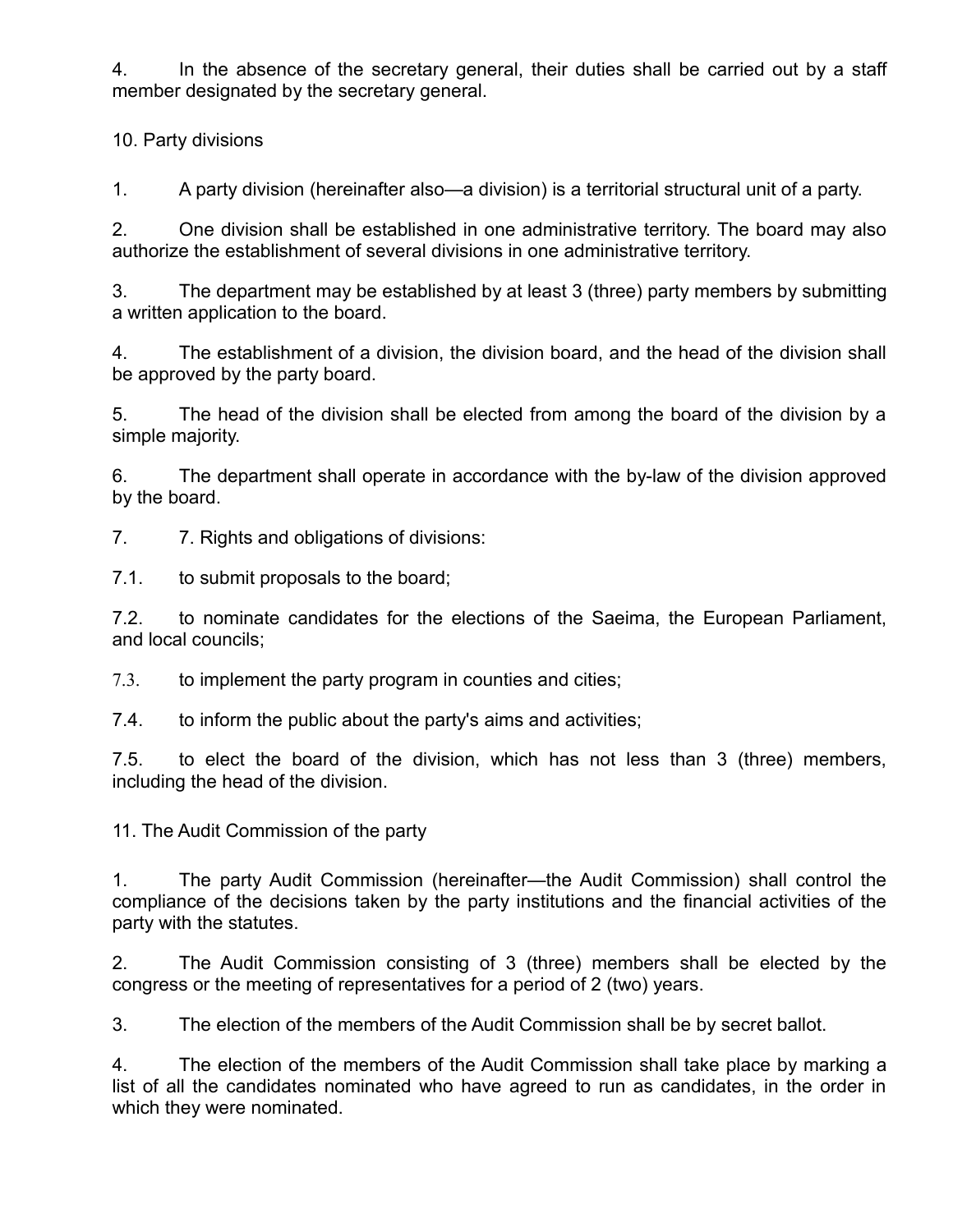4. In the absence of the secretary general, their duties shall be carried out by a staff member designated by the secretary general.

## 10. Party divisions

1. A party division (hereinafter also—a division) is a territorial structural unit of a party.

2. One division shall be established in one administrative territory. The board may also authorize the establishment of several divisions in one administrative territory.

3. The department may be established by at least 3 (three) party members by submitting a written application to the board.

4. The establishment of a division, the division board, and the head of the division shall be approved by the party board.

5. The head of the division shall be elected from among the board of the division by a simple majority.

6. The department shall operate in accordance with the by-law of the division approved by the board.

7. 7. Rights and obligations of divisions:

7.1. to submit proposals to the board;

7.2. to nominate candidates for the elections of the Saeima, the European Parliament, and local councils;

7.3. to implement the party program in counties and cities;

7.4. to inform the public about the party's aims and activities;

7.5. to elect the board of the division, which has not less than 3 (three) members, including the head of the division.

## 11. The Audit Commission of the party

1. The party Audit Commission (hereinafter—the Audit Commission) shall control the compliance of the decisions taken by the party institutions and the financial activities of the party with the statutes.

2. The Audit Commission consisting of 3 (three) members shall be elected by the congress or the meeting of representatives for a period of 2 (two) years.

3. The election of the members of the Audit Commission shall be by secret ballot.

4. The election of the members of the Audit Commission shall take place by marking a list of all the candidates nominated who have agreed to run as candidates, in the order in which they were nominated.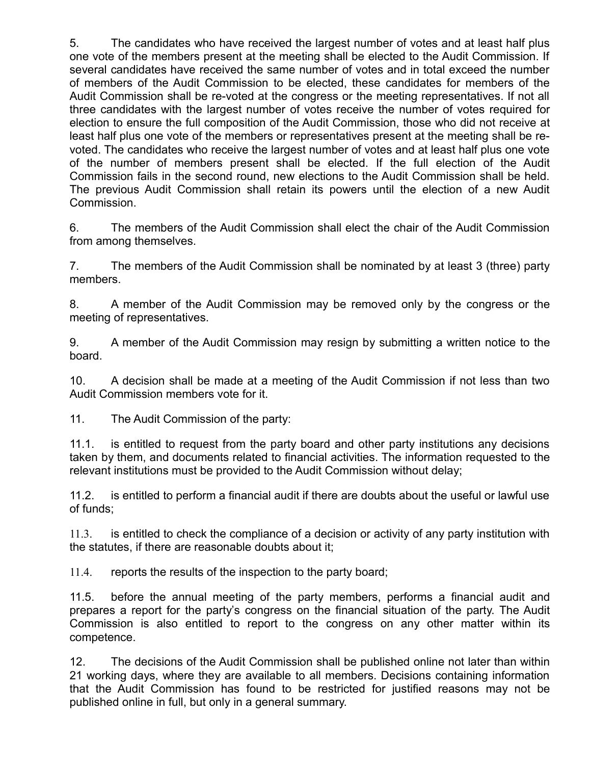5. The candidates who have received the largest number of votes and at least half plus one vote of the members present at the meeting shall be elected to the Audit Commission. If several candidates have received the same number of votes and in total exceed the number of members of the Audit Commission to be elected, these candidates for members of the Audit Commission shall be re-voted at the congress or the meeting representatives. If not all three candidates with the largest number of votes receive the number of votes required for election to ensure the full composition of the Audit Commission, those who did not receive at least half plus one vote of the members or representatives present at the meeting shall be re-voted. The candidates who receive the largest number of votes and at least half plus one vote of the number of members present shall be elected. If the full election of the Audit Commission fails in the second round, new elections to the Audit Commission shall be held. The previous Audit Commission shall retain its powers until the election of a new Audit Commission.

6. The members of the Audit Commission shall elect the chair of the Audit Commission from among themselves.

7. The members of the Audit Commission shall be nominated by at least 3 (three) party members.

8. A member of the Audit Commission may be removed only by the congress or the meeting of representatives.

9. A member of the Audit Commission may resign by submitting a written notice to the board.

10. A decision shall be made at a meeting of the Audit Commission if not less than two Audit Commission members vote for it.

11. The Audit Commission of the party:

11.1. is entitled to request from the party board and other party institutions any decisions taken by them, and documents related to financial activities. The information requested to the relevant institutions must be provided to the Audit Commission without delay;

11.2. is entitled to perform a financial audit if there are doubts about the useful or lawful use of funds;

11.3. is entitled to check the compliance of a decision or activity of any party institution with the statutes, if there are reasonable doubts about it;

11.4. reports the results of the inspection to the party board;

11.5. before the annual meeting of the party members, performs a financial audit and prepares a report for the party's congress on the financial situation of the party. The Audit Commission is also entitled to report to the congress on any other matter within its competence.

12. The decisions of the Audit Commission shall be published online not later than within 21 working days, where they are available to all members. Decisions containing information that the Audit Commission has found to be restricted for justified reasons may not be published online in full, but only in a general summary.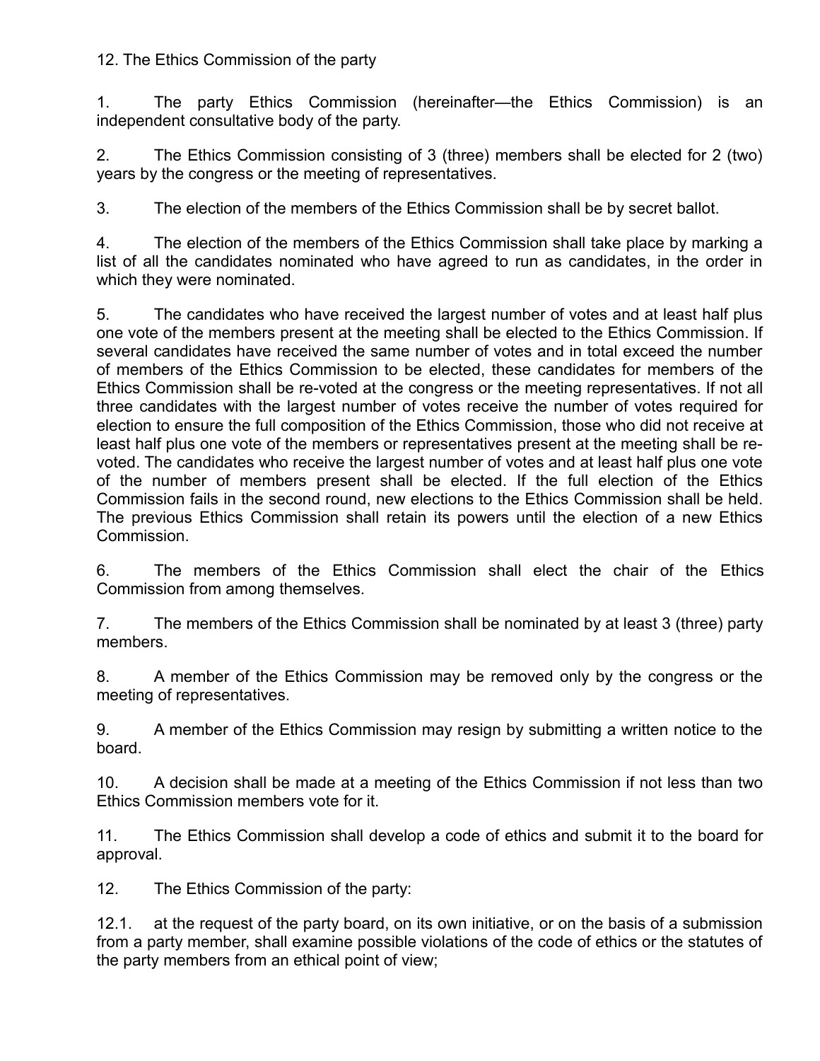## 12. The Ethics Commission of the party

1. The party Ethics Commission (hereinafter—the Ethics Commission) is an independent consultative body of the party.

2. The Ethics Commission consisting of 3 (three) members shall be elected for 2 (two) years by the congress or the meeting of representatives.

3. The election of the members of the Ethics Commission shall be by secret ballot.

4. The election of the members of the Ethics Commission shall take place by marking a list of all the candidates nominated who have agreed to run as candidates, in the order in which they were nominated.

5. The candidates who have received the largest number of votes and at least half plus one vote of the members present at the meeting shall be elected to the Ethics Commission. If several candidates have received the same number of votes and in total exceed the number of members of the Ethics Commission to be elected, these candidates for members of the Ethics Commission shall be re-voted at the congress or the meeting representatives. If not all three candidates with the largest number of votes receive the number of votes required for election to ensure the full composition of the Ethics Commission, those who did not receive at least half plus one vote of the members or representatives present at the meeting shall be re-voted. The candidates who receive the largest number of votes and at least half plus one vote of the number of members present shall be elected. If the full election of the Ethics Commission fails in the second round, new elections to the Ethics Commission shall be held. The previous Ethics Commission shall retain its powers until the election of a new Ethics Commission.

6. The members of the Ethics Commission shall elect the chair of the Ethics Commission from among themselves.

7. The members of the Ethics Commission shall be nominated by at least 3 (three) party members.

8. A member of the Ethics Commission may be removed only by the congress or the meeting of representatives.

9. A member of the Ethics Commission may resign by submitting a written notice to the board.

10. A decision shall be made at a meeting of the Ethics Commission if not less than two Ethics Commission members vote for it.

11. The Ethics Commission shall develop a code of ethics and submit it to the board for approval.

12. The Ethics Commission of the party:

12.1. at the request of the party board, on its own initiative, or on the basis of a submission from a party member, shall examine possible violations of the code of ethics or the statutes of the party members from an ethical point of view;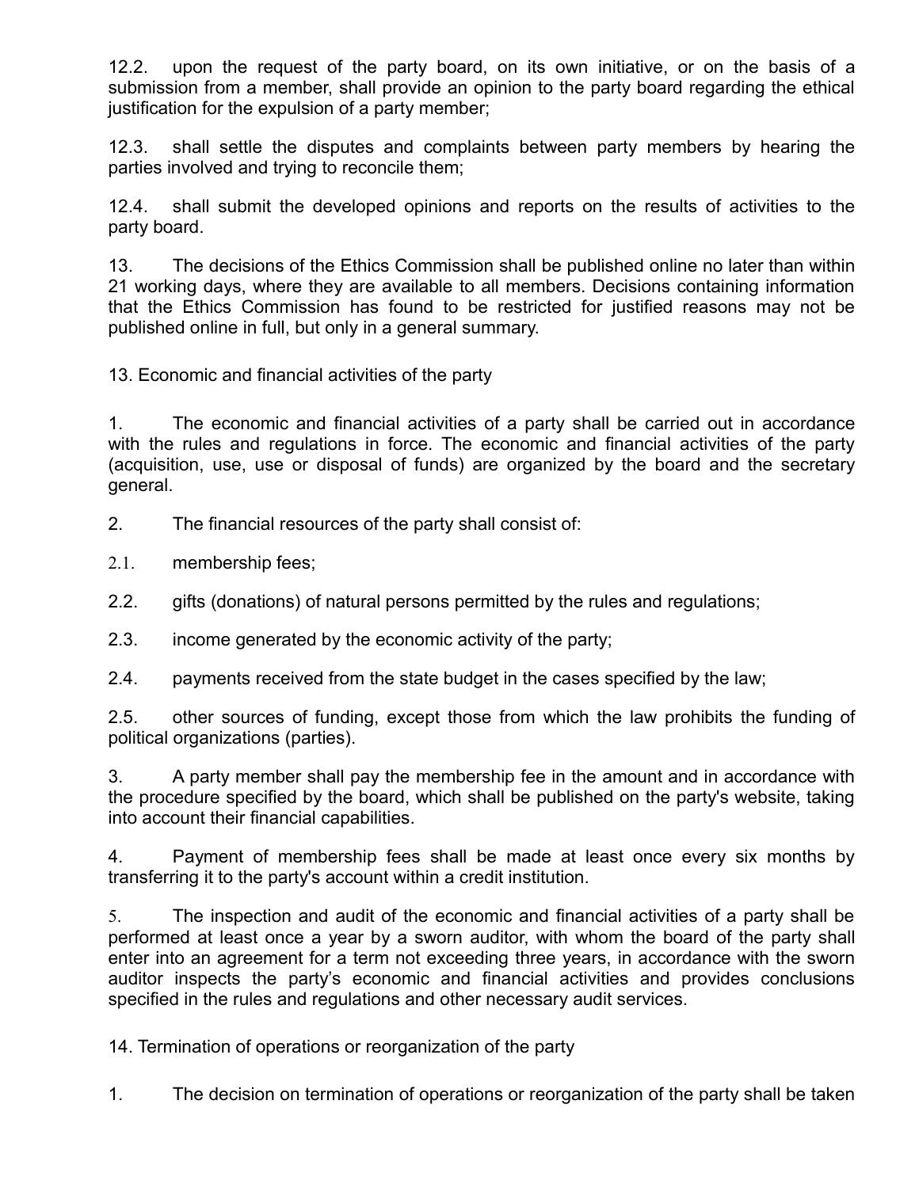12.2. upon the request of the party board, on its own initiative, or on the basis of a submission from a member, shall provide an opinion to the party board regarding the ethical justification for the expulsion of a party member;

12.3. shall settle the disputes and complaints between party members by hearing the parties involved and trying to reconcile them;

12.4. shall submit the developed opinions and reports on the results of activities to the party board.

13. The decisions of the Ethics Commission shall be published online no later than within 21 working days, where they are available to all members. Decisions containing information that the Ethics Commission has found to be restricted for justified reasons may not be published online in full, but only in a general summary.

## 13. Economic and financial activities of the party

1. The economic and financial activities of a party shall be carried out in accordance with the rules and regulations in force. The economic and financial activities of the party (acquisition, use, use or disposal of funds) are organized by the board and the secretary general.

2. The financial resources of the party shall consist of:

2.1. membership fees;

2.2. gifts (donations) of natural persons permitted by the rules and regulations;

2.3. income generated by the economic activity of the party;

2.4. payments received from the state budget in the cases specified by the law;

2.5. other sources of funding, except those from which the law prohibits the funding of political organizations (parties).

3. A party member shall pay the membership fee in the amount and in accordance with the procedure specified by the board, which shall be published on the party's website, taking into account their financial capabilities.

4. Payment of membership fees shall be made at least once every six months by transferring it to the party's account within a credit institution.

5. The inspection and audit of the economic and financial activities of a party shall be performed at least once a year by a sworn auditor, with whom the board of the party shall enter into an agreement for a term not exceeding three years, in accordance with the sworn auditor inspects the party's economic and financial activities and provides conclusions specified in the rules and regulations and other necessary audit services.

## 14. Termination of operations or reorganization of the party

1. The decision on termination of operations or reorganization of the party shall be taken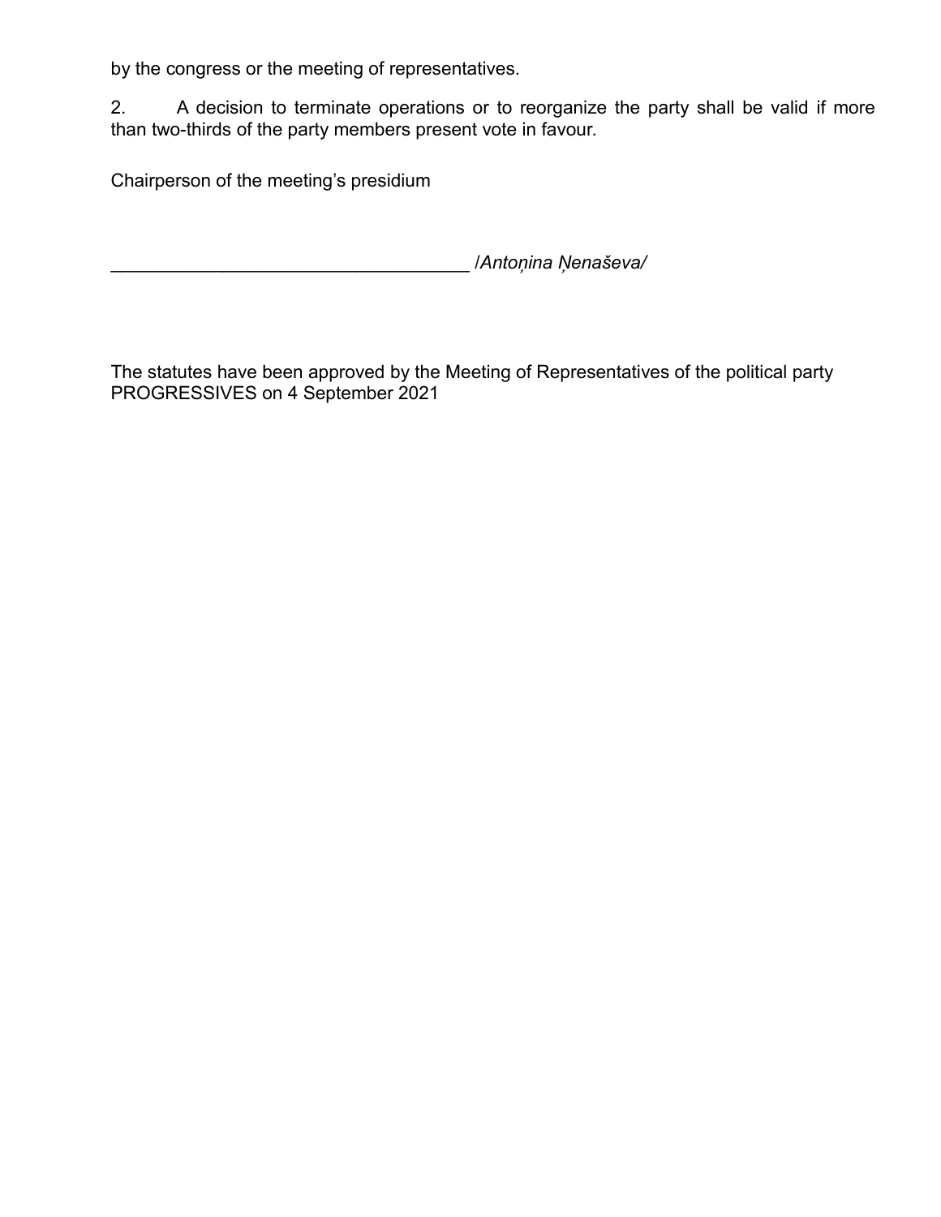by the congress or the meeting of representatives.

2. A decision to terminate operations or to reorganize the party shall be valid if more than two-thirds of the party members present vote in favour.

Chairperson of the meeting's presidium

___________________________________ /*Antoņina Ņenaševa/*

The statutes have been approved by the Meeting of Representatives of the political party PROGRESSIVES on 4 September 2021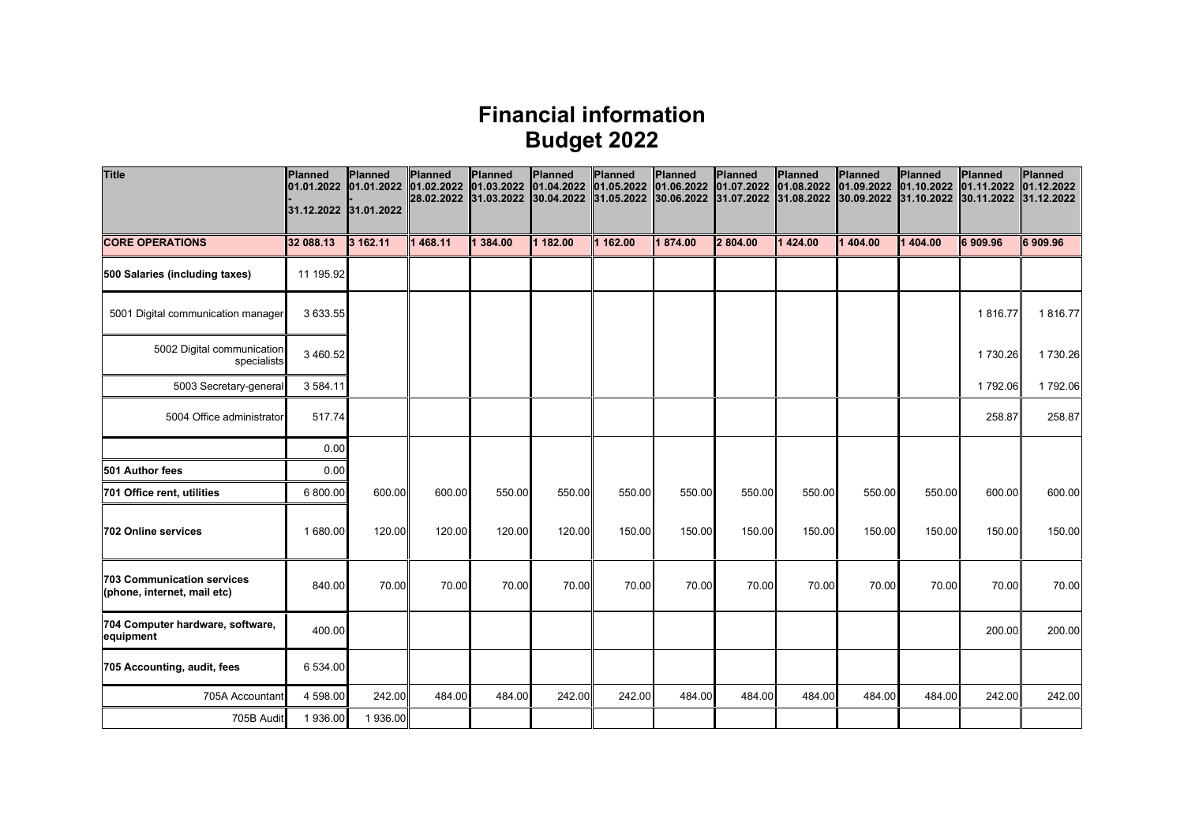# Financial information
# Budget 2022

| Title | Planned 01.01.2022 - 31.12.2022 | Planned 01.01.2022 - 31.01.2022 | Planned 01.02.2022 28.02.2022 | Planned 01.03.2022 31.03.2022 | Planned 01.04.2022 30.04.2022 | Planned 01.05.2022 31.05.2022 | Planned 01.06.2022 30.06.2022 | Planned 01.07.2022 31.07.2022 | Planned 01.08.2022 31.08.2022 | Planned 01.09.2022 30.09.2022 | Planned 01.10.2022 31.10.2022 | Planned 01.11.2022 30.11.2022 | Planned 01.12.2022 31.12.2022 |
|---|---|---|---|---|---|---|---|---|---|---|---|---|---|
| **CORE OPERATIONS** | **32 088.13** | **3 162.11** | **1 468.11** | **1 384.00** | **1 182.00** | **1 162.00** | **1 874.00** | **2 804.00** | **1 424.00** | **1 404.00** | **1 404.00** | **6 909.96** | **6 909.96** |
| **500 Salaries (including taxes)** | 11 195.92 | | | | | | | | | | | | |
| 5001 Digital communication manager | 3 633.55 | | | | | | | | | | | 1 816.77 | 1 816.77 |
| 5002 Digital communication specialists | 3 460.52 | | | | | | | | | | | 1 730.26 | 1 730.26 |
| 5003 Secretary-general | 3 584.11 | | | | | | | | | | | 1 792.06 | 1 792.06 |
| 5004 Office administrator | 517.74 | | | | | | | | | | | 258.87 | 258.87 |
| | 0.00 | | | | | | | | | | | | |
| **501 Author fees** | 0.00 | | | | | | | | | | | | |
| **701 Office rent, utilities** | 6 800.00 | 600.00 | 600.00 | 550.00 | 550.00 | 550.00 | 550.00 | 550.00 | 550.00 | 550.00 | 550.00 | 600.00 | 600.00 |
| **702 Online services** | 1 680.00 | 120.00 | 120.00 | 120.00 | 120.00 | 150.00 | 150.00 | 150.00 | 150.00 | 150.00 | 150.00 | 150.00 | 150.00 |
| **703 Communication services (phone, internet, mail etc)** | 840.00 | 70.00 | 70.00 | 70.00 | 70.00 | 70.00 | 70.00 | 70.00 | 70.00 | 70.00 | 70.00 | 70.00 | 70.00 |
| **704 Computer hardware, software, equipment** | 400.00 | | | | | | | | | | | 200.00 | 200.00 |
| **705 Accounting, audit, fees** | 6 534.00 | | | | | | | | | | | | |
| 705A Accountant | 4 598.00 | 242.00 | 484.00 | 484.00 | 242.00 | 242.00 | 484.00 | 484.00 | 484.00 | 484.00 | 484.00 | 242.00 | 242.00 |
| 705B Audit | 1 936.00 | 1 936.00 | | | | | | | | | | | |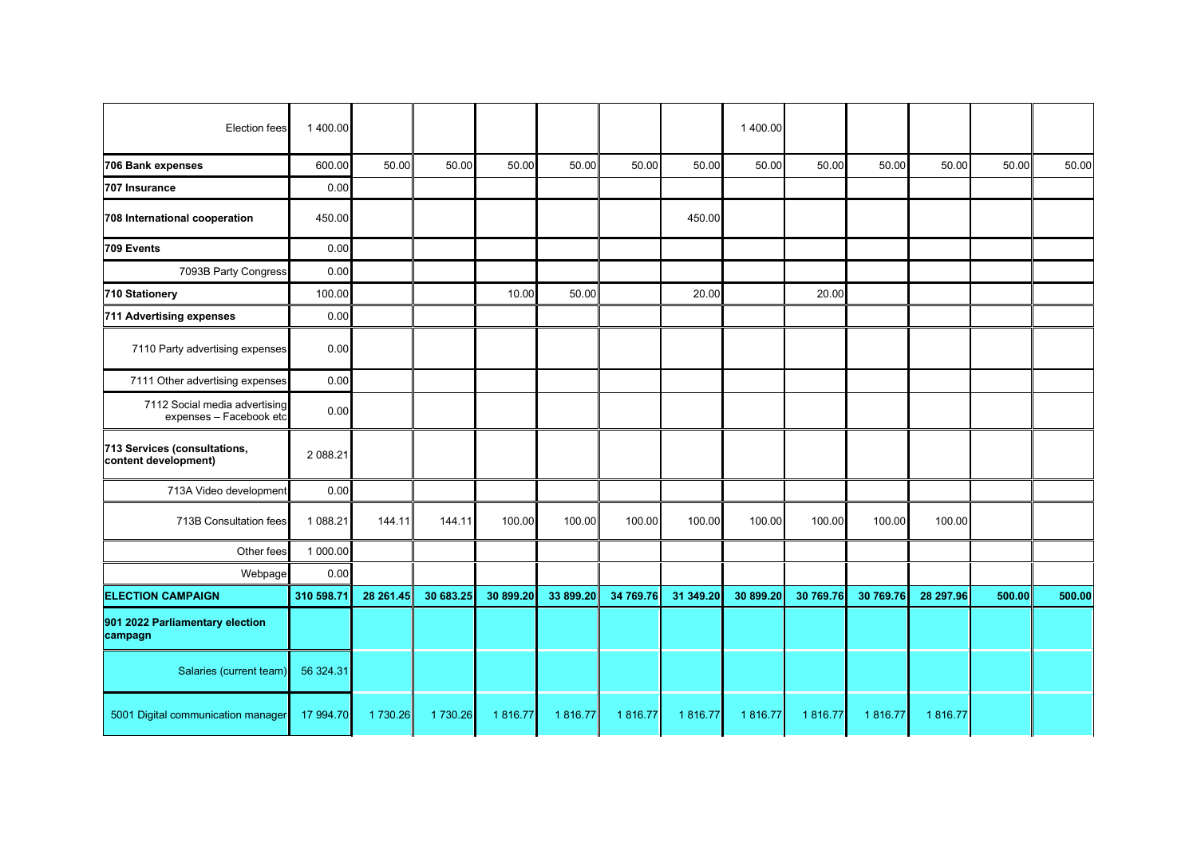| | | | | | | | | | | | | | |
|---|---|---|---|---|---|---|---|---|---|---|---|---|---|
| Election fees | 1 400.00 | | | | | | | 1 400.00 | | | | | |
| **706 Bank expenses** | 600.00 | 50.00 | 50.00 | 50.00 | 50.00 | 50.00 | 50.00 | 50.00 | 50.00 | 50.00 | 50.00 | 50.00 | 50.00 |
| **707 Insurance** | 0.00 | | | | | | | | | | | | |
| **708 International cooperation** | 450.00 | | | | | | 450.00 | | | | | | |
| **709 Events** | 0.00 | | | | | | | | | | | | |
| 7093B Party Congress | 0.00 | | | | | | | | | | | | |
| **710 Stationery** | 100.00 | | | 10.00 | 50.00 | | 20.00 | | 20.00 | | | | |
| **711 Advertising expenses** | 0.00 | | | | | | | | | | | | |
| 7110 Party advertising expenses | 0.00 | | | | | | | | | | | | |
| 7111 Other advertising expenses | 0.00 | | | | | | | | | | | | |
| 7112 Social media advertising expenses – Facebook etc | 0.00 | | | | | | | | | | | | |
| **713 Services (consultations, content development)** | 2 088.21 | | | | | | | | | | | | |
| 713A Video development | 0.00 | | | | | | | | | | | | |
| 713B Consultation fees | 1 088.21 | 144.11 | 144.11 | 100.00 | 100.00 | 100.00 | 100.00 | 100.00 | 100.00 | 100.00 | 100.00 | | |
| Other fees | 1 000.00 | | | | | | | | | | | | |
| Webpage | 0.00 | | | | | | | | | | | | |
| **ELECTION CAMPAIGN** | **310 598.71** | **28 261.45** | **30 683.25** | **30 899.20** | **33 899.20** | **34 769.76** | **31 349.20** | **30 899.20** | **30 769.76** | **30 769.76** | **28 297.96** | **500.00** | **500.00** |
| **901 2022 Parliamentary election campagn** | | | | | | | | | | | | | |
| Salaries (current team) | 56 324.31 | | | | | | | | | | | | |
| 5001 Digital communication manager | 17 994.70 | 1 730.26 | 1 730.26 | 1 816.77 | 1 816.77 | 1 816.77 | 1 816.77 | 1 816.77 | 1 816.77 | 1 816.77 | 1 816.77 | | |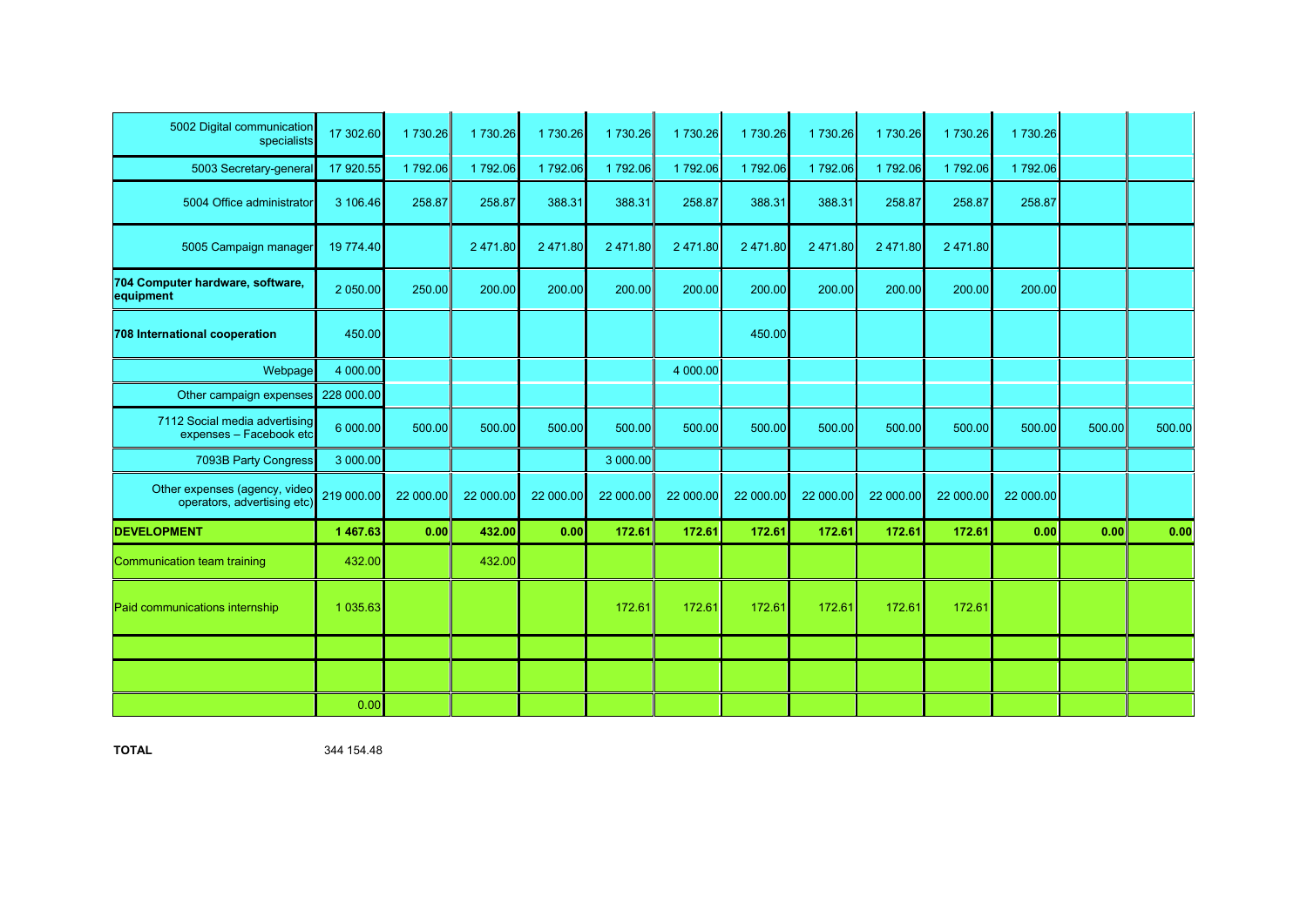| | | | | | | | | | | | | | |
|---|---|---|---|---|---|---|---|---|---|---|---|---|---|
| 5002 Digital communication specialists | 17 302.60 | 1 730.26 | 1 730.26 | 1 730.26 | 1 730.26 | 1 730.26 | 1 730.26 | 1 730.26 | 1 730.26 | 1 730.26 | 1 730.26 | | |
| 5003 Secretary-general | 17 920.55 | 1 792.06 | 1 792.06 | 1 792.06 | 1 792.06 | 1 792.06 | 1 792.06 | 1 792.06 | 1 792.06 | 1 792.06 | 1 792.06 | | |
| 5004 Office administrator | 3 106.46 | 258.87 | 258.87 | 388.31 | 388.31 | 258.87 | 388.31 | 388.31 | 258.87 | 258.87 | 258.87 | | |
| 5005 Campaign manager | 19 774.40 | | 2 471.80 | 2 471.80 | 2 471.80 | 2 471.80 | 2 471.80 | 2 471.80 | 2 471.80 | 2 471.80 | | | |
| **704 Computer hardware, software, equipment** | 2 050.00 | 250.00 | 200.00 | 200.00 | 200.00 | 200.00 | 200.00 | 200.00 | 200.00 | 200.00 | 200.00 | | |
| **708 International cooperation** | 450.00 | | | | | | 450.00 | | | | | | |
| Webpage | 4 000.00 | | | | | 4 000.00 | | | | | | | |
| Other campaign expenses | 228 000.00 | | | | | | | | | | | | |
| 7112 Social media advertising expenses – Facebook etc | 6 000.00 | 500.00 | 500.00 | 500.00 | 500.00 | 500.00 | 500.00 | 500.00 | 500.00 | 500.00 | 500.00 | 500.00 | 500.00 |
| 7093B Party Congress | 3 000.00 | | | | 3 000.00 | | | | | | | | |
| Other expenses (agency, video operators, advertising etc) | 219 000.00 | 22 000.00 | 22 000.00 | 22 000.00 | 22 000.00 | 22 000.00 | 22 000.00 | 22 000.00 | 22 000.00 | 22 000.00 | 22 000.00 | | |
| **DEVELOPMENT** | **1 467.63** | **0.00** | **432.00** | **0.00** | **172.61** | **172.61** | **172.61** | **172.61** | **172.61** | **172.61** | **0.00** | **0.00** | **0.00** |
| Communication team training | 432.00 | | 432.00 | | | | | | | | | | |
| Paid communications internship | 1 035.63 | | | | 172.61 | 172.61 | 172.61 | 172.61 | 172.61 | 172.61 | | | |
| | | | | | | | | | | | | | |
| | | | | | | | | | | | | | |
| | 0.00 | | | | | | | | | | | | |

**TOTAL** 344 154.48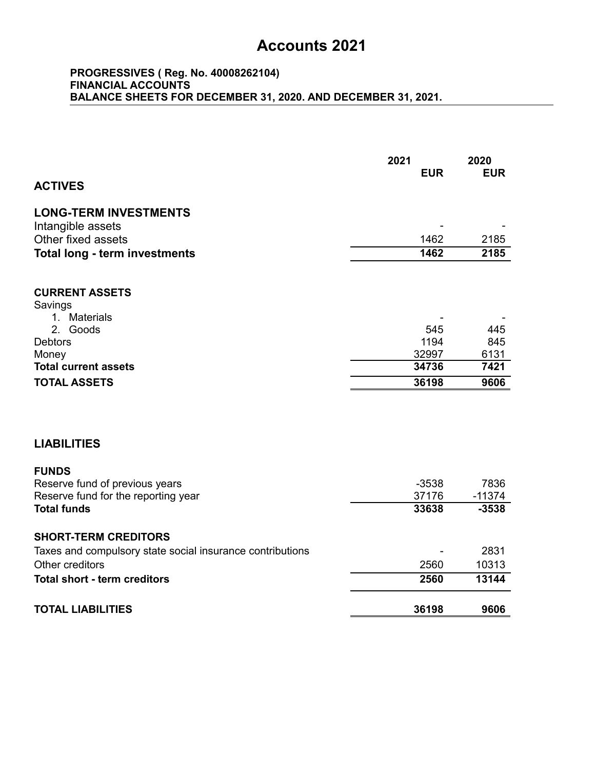# Accounts 2021

**PROGRESSIVES ( Reg. No. 40008262104)**
**FINANCIAL ACCOUNTS**
**BALANCE SHEETS FOR DECEMBER 31, 2020. AND DECEMBER 31, 2021.**

| | 2021 EUR | 2020 EUR |
|---|---|---|
| **ACTIVES** | | |
| **LONG-TERM INVESTMENTS** | | |
| Intangible assets | - | - |
| Other fixed assets | 1462 | 2185 |
| **Total long - term investments** | **1462** | **2185** |
| **CURRENT ASSETS** | | |
| Savings | | |
| 1. Materials | - | - |
| 2. Goods | 545 | 445 |
| Debtors | 1194 | 845 |
| Money | 32997 | 6131 |
| **Total current assets** | **34736** | **7421** |
| **TOTAL ASSETS** | **36198** | **9606** |

| | 2021 EUR | 2020 EUR |
|---|---|---|
| **LIABILITIES** | | |
| **FUNDS** | | |
| Reserve fund of previous years | -3538 | 7836 |
| Reserve fund for the reporting year | 37176 | -11374 |
| **Total funds** | **33638** | **-3538** |
| **SHORT-TERM CREDITORS** | | |
| Taxes and compulsory state social insurance contributions | - | 2831 |
| Other creditors | 2560 | 10313 |
| **Total short - term creditors** | **2560** | **13144** |
| **TOTAL LIABILITIES** | **36198** | **9606** |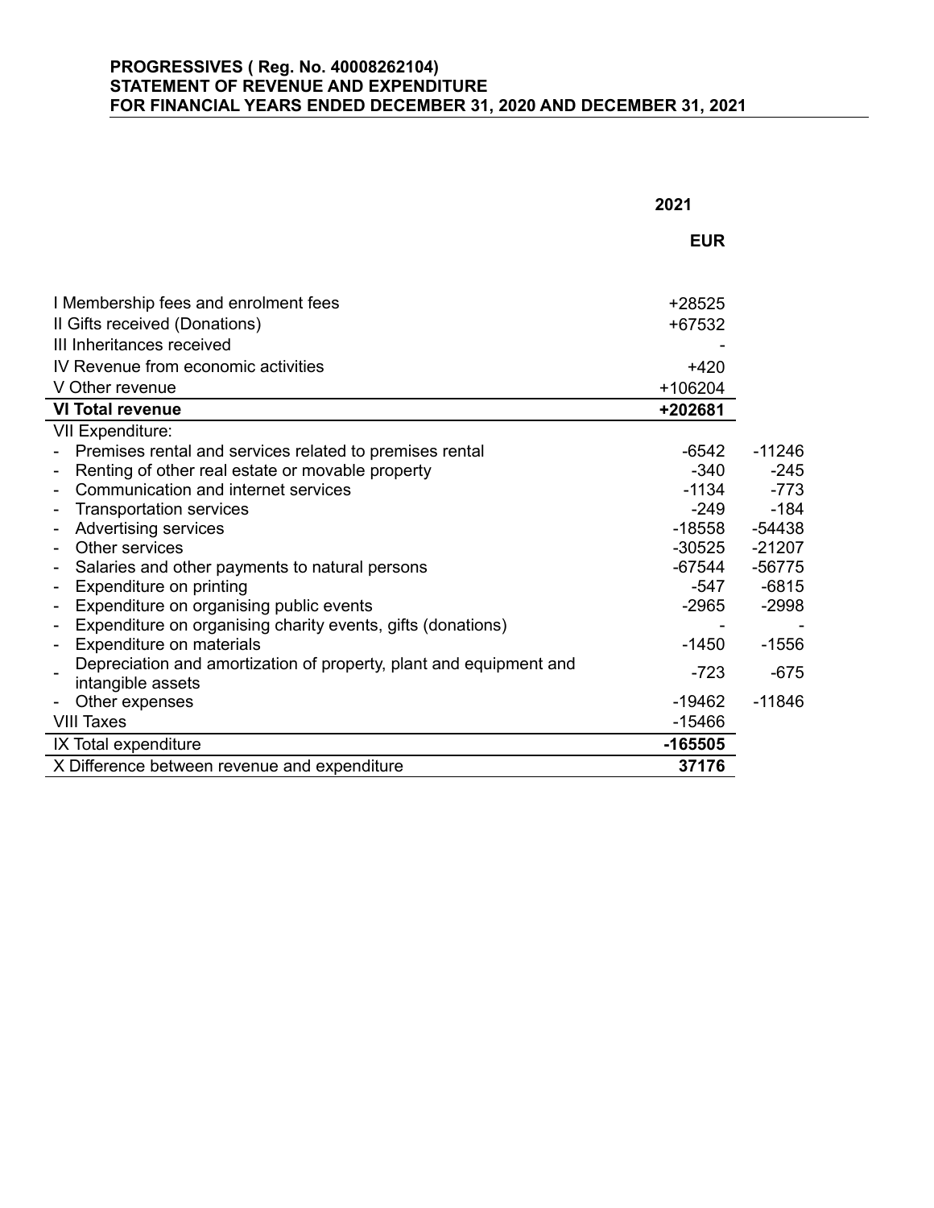**PROGRESSIVES ( Reg. No. 40008262104)**
**STATEMENT OF REVENUE AND EXPENDITURE**
**FOR FINANCIAL YEARS ENDED DECEMBER 31, 2020 AND DECEMBER 31, 2021**

| | 2021 | |
|---|---|---|
| | EUR | |
| I Membership fees and enrolment fees | +28525 | |
| II Gifts received (Donations) | +67532 | |
| III Inheritances received | - | |
| IV Revenue from economic activities | +420 | |
| V Other revenue | +106204 | |
| **VI Total revenue** | **+202681** | |
| VII Expenditure: | | |
| - Premises rental and services related to premises rental | -6542 | -11246 |
| - Renting of other real estate or movable property | -340 | -245 |
| - Communication and internet services | -1134 | -773 |
| - Transportation services | -249 | -184 |
| - Advertising services | -18558 | -54438 |
| - Other services | -30525 | -21207 |
| - Salaries and other payments to natural persons | -67544 | -56775 |
| - Expenditure on printing | -547 | -6815 |
| - Expenditure on organising public events | -2965 | -2998 |
| - Expenditure on organising charity events, gifts (donations) | - | - |
| - Expenditure on materials | -1450 | -1556 |
| - Depreciation and amortization of property, plant and equipment and intangible assets | -723 | -675 |
| - Other expenses | -19462 | -11846 |
| VIII Taxes | -15466 | |
| IX Total expenditure | **-165505** | |
| X Difference between revenue and expenditure | **37176** | |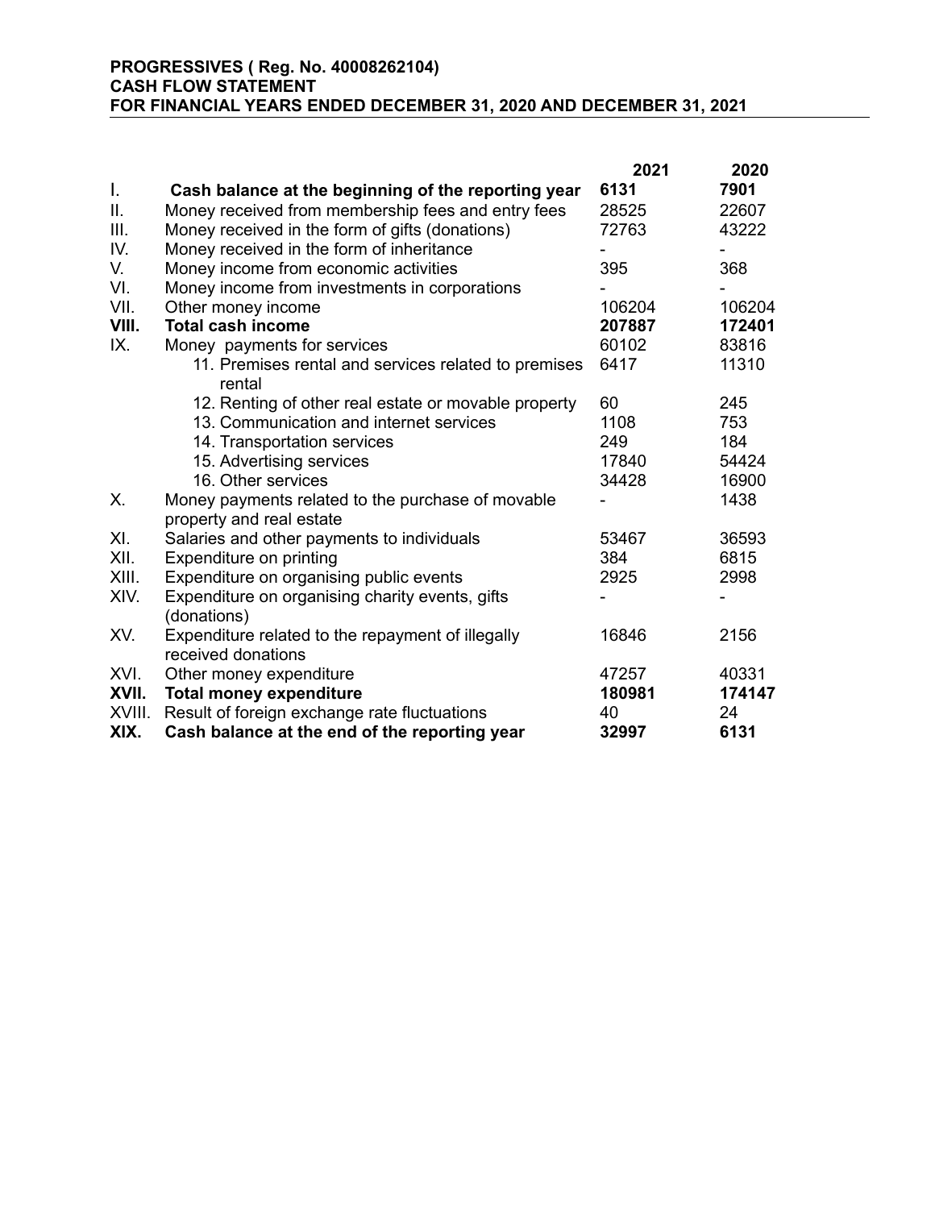**PROGRESSIVES ( Reg. No. 40008262104)**
**CASH FLOW STATEMENT**
**FOR FINANCIAL YEARS ENDED DECEMBER 31, 2020 AND DECEMBER 31, 2021**

| | | 2021 | 2020 |
|---|---|---|---|
| I. | **Cash balance at the beginning of the reporting year** | **6131** | **7901** |
| II. | Money received from membership fees and entry fees | 28525 | 22607 |
| III. | Money received in the form of gifts (donations) | 72763 | 43222 |
| IV. | Money received in the form of inheritance | - | - |
| V. | Money income from economic activities | 395 | 368 |
| VI. | Money income from investments in corporations | - | - |
| VII. | Other money income | 106204 | 106204 |
| **VIII.** | **Total cash income** | **207887** | **172401** |
| IX. | Money payments for services | 60102 | 83816 |
| | 11. Premises rental and services related to premises rental | 6417 | 11310 |
| | 12. Renting of other real estate or movable property | 60 | 245 |
| | 13. Communication and internet services | 1108 | 753 |
| | 14. Transportation services | 249 | 184 |
| | 15. Advertising services | 17840 | 54424 |
| | 16. Other services | 34428 | 16900 |
| X. | Money payments related to the purchase of movable property and real estate | - | 1438 |
| XI. | Salaries and other payments to individuals | 53467 | 36593 |
| XII. | Expenditure on printing | 384 | 6815 |
| XIII. | Expenditure on organising public events | 2925 | 2998 |
| XIV. | Expenditure on organising charity events, gifts (donations) | - | - |
| XV. | Expenditure related to the repayment of illegally received donations | 16846 | 2156 |
| XVI. | Other money expenditure | 47257 | 40331 |
| **XVII.** | **Total money expenditure** | **180981** | **174147** |
| XVIII. | Result of foreign exchange rate fluctuations | 40 | 24 |
| **XIX.** | **Cash balance at the end of the reporting year** | **32997** | **6131** |